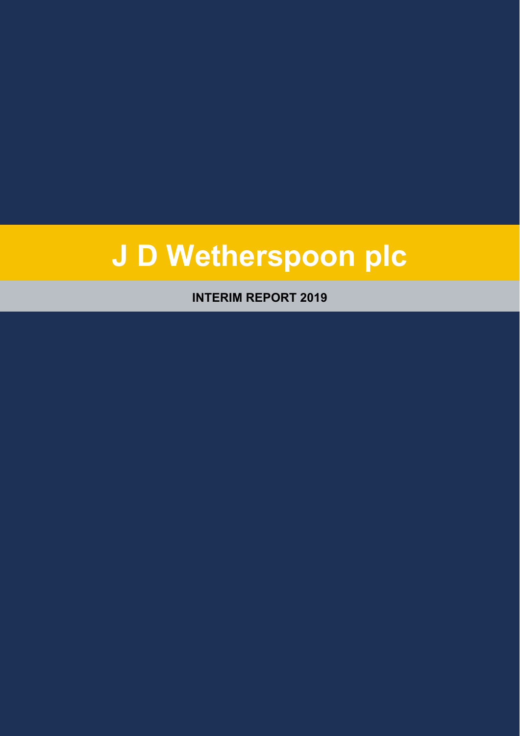# J D Wetherspoon plc

## INTERIM REPORT 2019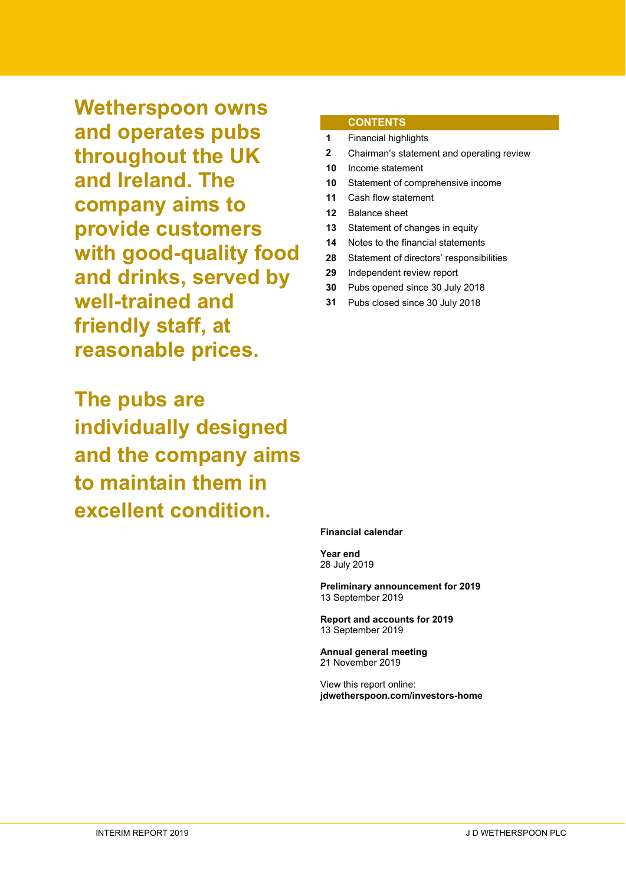**Wetherspoon owns and operates pubs throughout the UK and Ireland. The company aims to provide customers with good-quality food and drinks, served by well-trained and friendly staff, at reasonable prices.**

**The pubs are individually designed and the company aims to maintain them in excellent condition.**

## CONTENTS

| | |
|---|---|
| **1** | Financial highlights |
| **2** | Chairman's statement and operating review |
| **10** | Income statement |
| **10** | Statement of comprehensive income |
| **11** | Cash flow statement |
| **12** | Balance sheet |
| **13** | Statement of changes in equity |
| **14** | Notes to the financial statements |
| **28** | Statement of directors' responsibilities |
| **29** | Independent review report |
| **30** | Pubs opened since 30 July 2018 |
| **31** | Pubs closed since 30 July 2018 |

**Financial calendar**

**Year end**
28 July 2019

**Preliminary announcement for 2019**
13 September 2019

**Report and accounts for 2019**
13 September 2019

**Annual general meeting**
21 November 2019

View this report online:
**jdwetherspoon.com/investors-home**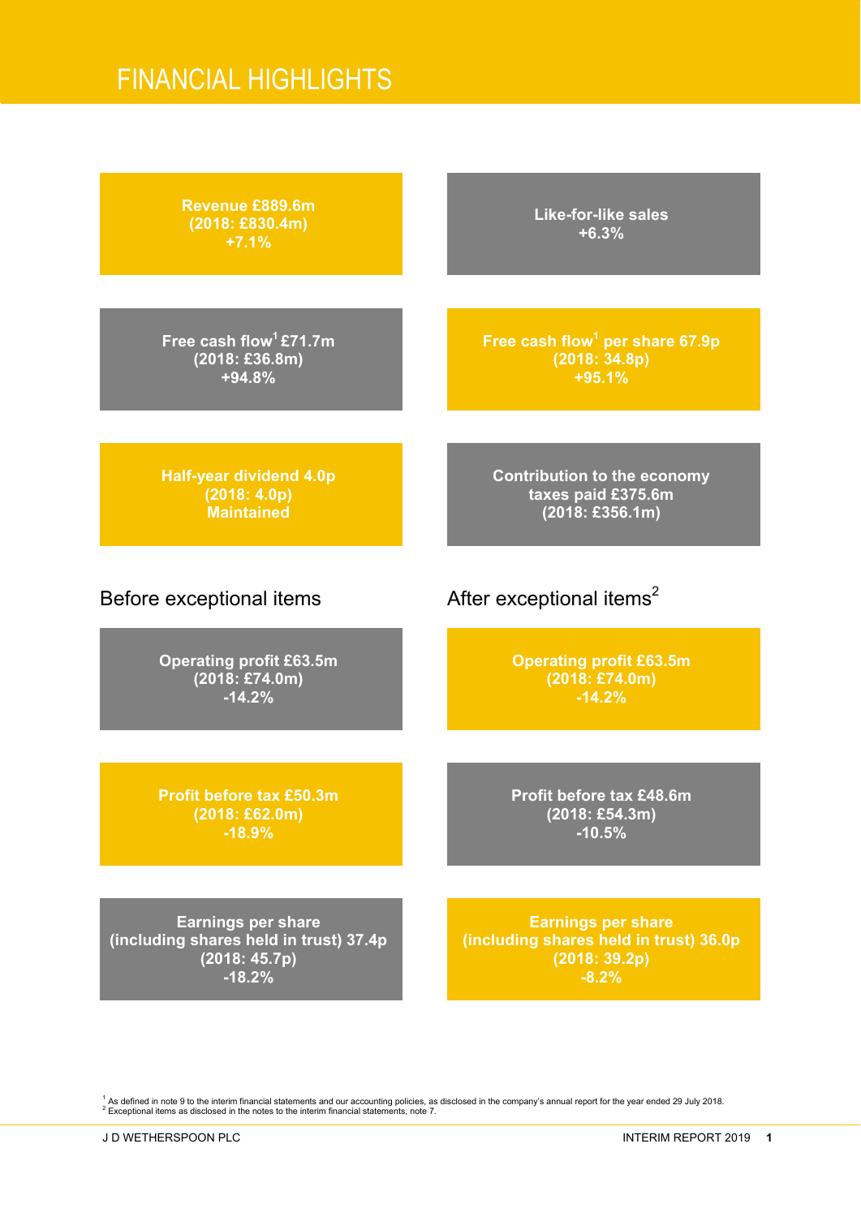# FINANCIAL HIGHLIGHTS

**Revenue £889.6m**
**(2018: £830.4m)**
**+7.1%**

**Like-for-like sales**
**+6.3%**

**Free cash flow[1] £71.7m**
**(2018: £36.8m)**
**+94.8%**

**Free cash flow[1] per share 67.9p**
**(2018: 34.8p)**
**+95.1%**

**Half-year dividend 4.0p**
**(2018: 4.0p)**
**Maintained**

**Contribution to the economy**
**taxes paid £375.6m**
**(2018: £356.1m)**

## Before exceptional items

**Operating profit £63.5m**
**(2018: £74.0m)**
**-14.2%**

**Profit before tax £50.3m**
**(2018: £62.0m)**
**-18.9%**

**Earnings per share**
**(including shares held in trust) 37.4p**
**(2018: 45.7p)**
**-18.2%**

## After exceptional items[2]

**Operating profit £63.5m**
**(2018: £74.0m)**
**-14.2%**

**Profit before tax £48.6m**
**(2018: £54.3m)**
**-10.5%**

**Earnings per share**
**(including shares held in trust) 36.0p**
**(2018: 39.2p)**
**-8.2%**

[1] As defined in note 9 to the interim financial statements and our accounting policies, as disclosed in the company's annual report for the year ended 29 July 2018.
[2] Exceptional items as disclosed in the notes to the interim financial statements, note 7.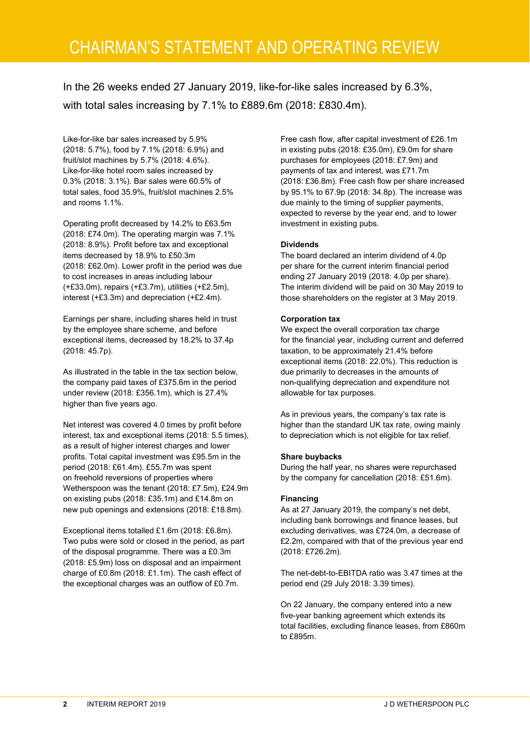# CHAIRMAN'S STATEMENT AND OPERATING REVIEW

In the 26 weeks ended 27 January 2019, like-for-like sales increased by 6.3%, with total sales increasing by 7.1% to £889.6m (2018: £830.4m).

Like-for-like bar sales increased by 5.9% (2018: 5.7%), food by 7.1% (2018: 6.9%) and fruit/slot machines by 5.7% (2018: 4.6%). Like-for-like hotel room sales increased by 0.3% (2018: 3.1%). Bar sales were 60.5% of total sales, food 35.9%, fruit/slot machines 2.5% and rooms 1.1%.

Operating profit decreased by 14.2% to £63.5m (2018: £74.0m). The operating margin was 7.1% (2018: 8.9%). Profit before tax and exceptional items decreased by 18.9% to £50.3m (2018: £62.0m). Lower profit in the period was due to cost increases in areas including labour (+£33.0m), repairs (+£3.7m), utilities (+£2.5m), interest (+£3.3m) and depreciation (+£2.4m).

Earnings per share, including shares held in trust by the employee share scheme, and before exceptional items, decreased by 18.2% to 37.4p (2018: 45.7p).

As illustrated in the table in the tax section below, the company paid taxes of £375.6m in the period under review (2018: £356.1m), which is 27.4% higher than five years ago.

Net interest was covered 4.0 times by profit before interest, tax and exceptional items (2018: 5.5 times), as a result of higher interest charges and lower profits. Total capital investment was £95.5m in the period (2018: £61.4m). £55.7m was spent on freehold reversions of properties where Wetherspoon was the tenant (2018: £7.5m), £24.9m on existing pubs (2018: £35.1m) and £14.8m on new pub openings and extensions (2018: £18.8m).

Exceptional items totalled £1.6m (2018: £6.8m). Two pubs were sold or closed in the period, as part of the disposal programme. There was a £0.3m (2018: £5.9m) loss on disposal and an impairment charge of £0.8m (2018: £1.1m). The cash effect of the exceptional charges was an outflow of £0.7m.

Free cash flow, after capital investment of £26.1m in existing pubs (2018: £35.0m), £9.0m for share purchases for employees (2018: £7.9m) and payments of tax and interest, was £71.7m (2018: £36.8m). Free cash flow per share increased by 95.1% to 67.9p (2018: 34.8p). The increase was due mainly to the timing of supplier payments, expected to reverse by the year end, and to lower investment in existing pubs.

**Dividends**

The board declared an interim dividend of 4.0p per share for the current interim financial period ending 27 January 2019 (2018: 4.0p per share). The interim dividend will be paid on 30 May 2019 to those shareholders on the register at 3 May 2019.

**Corporation tax**

We expect the overall corporation tax charge for the financial year, including current and deferred taxation, to be approximately 21.4% before exceptional items (2018: 22.0%). This reduction is due primarily to decreases in the amounts of non-qualifying depreciation and expenditure not allowable for tax purposes.

As in previous years, the company's tax rate is higher than the standard UK tax rate, owing mainly to depreciation which is not eligible for tax relief.

**Share buybacks**

During the half year, no shares were repurchased by the company for cancellation (2018: £51.6m).

**Financing**

As at 27 January 2019, the company's net debt, including bank borrowings and finance leases, but excluding derivatives, was £724.0m, a decrease of £2.2m, compared with that of the previous year end (2018: £726.2m).

The net-debt-to-EBITDA ratio was 3.47 times at the period end (29 July 2018: 3.39 times).

On 22 January, the company entered into a new five-year banking agreement which extends its total facilities, excluding finance leases, from £860m to £895m.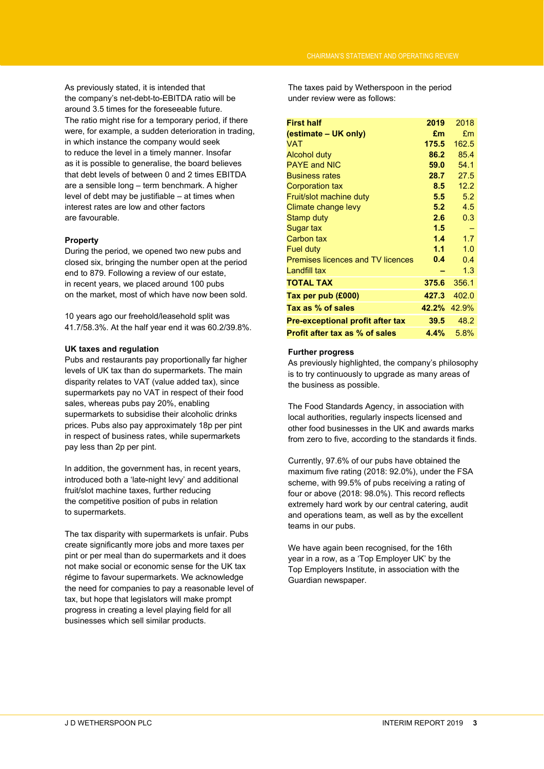As previously stated, it is intended that the company's net-debt-to-EBITDA ratio will be around 3.5 times for the foreseeable future. The ratio might rise for a temporary period, if there were, for example, a sudden deterioration in trading, in which instance the company would seek to reduce the level in a timely manner. Insofar as it is possible to generalise, the board believes that debt levels of between 0 and 2 times EBITDA are a sensible long – term benchmark. A higher level of debt may be justifiable – at times when interest rates are low and other factors are favourable.

**Property**

During the period, we opened two new pubs and closed six, bringing the number open at the period end to 879. Following a review of our estate, in recent years, we placed around 100 pubs on the market, most of which have now been sold.

10 years ago our freehold/leasehold split was 41.7/58.3%. At the half year end it was 60.2/39.8%.

**UK taxes and regulation**

Pubs and restaurants pay proportionally far higher levels of UK tax than do supermarkets. The main disparity relates to VAT (value added tax), since supermarkets pay no VAT in respect of their food sales, whereas pubs pay 20%, enabling supermarkets to subsidise their alcoholic drinks prices. Pubs also pay approximately 18p per pint in respect of business rates, while supermarkets pay less than 2p per pint.

In addition, the government has, in recent years, introduced both a 'late-night levy' and additional fruit/slot machine taxes, further reducing the competitive position of pubs in relation to supermarkets.

The tax disparity with supermarkets is unfair. Pubs create significantly more jobs and more taxes per pint or per meal than do supermarkets and it does not make social or economic sense for the UK tax régime to favour supermarkets. We acknowledge the need for companies to pay a reasonable level of tax, but hope that legislators will make prompt progress in creating a level playing field for all businesses which sell similar products.

The taxes paid by Wetherspoon in the period under review were as follows:

| **First half (estimate – UK only)** | **2019 £m** | 2018 £m |
|---|---|---|
| VAT | **175.5** | 162.5 |
| Alcohol duty | **86.2** | 85.4 |
| PAYE and NIC | **59.0** | 54.1 |
| Business rates | **28.7** | 27.5 |
| Corporation tax | **8.5** | 12.2 |
| Fruit/slot machine duty | **5.5** | 5.2 |
| Climate change levy | **5.2** | 4.5 |
| Stamp duty | **2.6** | 0.3 |
| Sugar tax | **1.5** | – |
| Carbon tax | **1.4** | 1.7 |
| Fuel duty | **1.1** | 1.0 |
| Premises licences and TV licences | **0.4** | 0.4 |
| Landfill tax | **–** | 1.3 |
| **TOTAL TAX** | **375.6** | 356.1 |
| **Tax per pub (£000)** | **427.3** | 402.0 |
| **Tax as % of sales** | **42.2%** | 42.9% |
| **Pre-exceptional profit after tax** | **39.5** | 48.2 |
| **Profit after tax as % of sales** | **4.4%** | 5.8% |

**Further progress**

As previously highlighted, the company's philosophy is to try continuously to upgrade as many areas of the business as possible.

The Food Standards Agency, in association with local authorities, regularly inspects licensed and other food businesses in the UK and awards marks from zero to five, according to the standards it finds.

Currently, 97.6% of our pubs have obtained the maximum five rating (2018: 92.0%), under the FSA scheme, with 99.5% of pubs receiving a rating of four or above (2018: 98.0%). This record reflects extremely hard work by our central catering, audit and operations team, as well as by the excellent teams in our pubs.

We have again been recognised, for the 16th year in a row, as a 'Top Employer UK' by the Top Employers Institute, in association with the Guardian newspaper.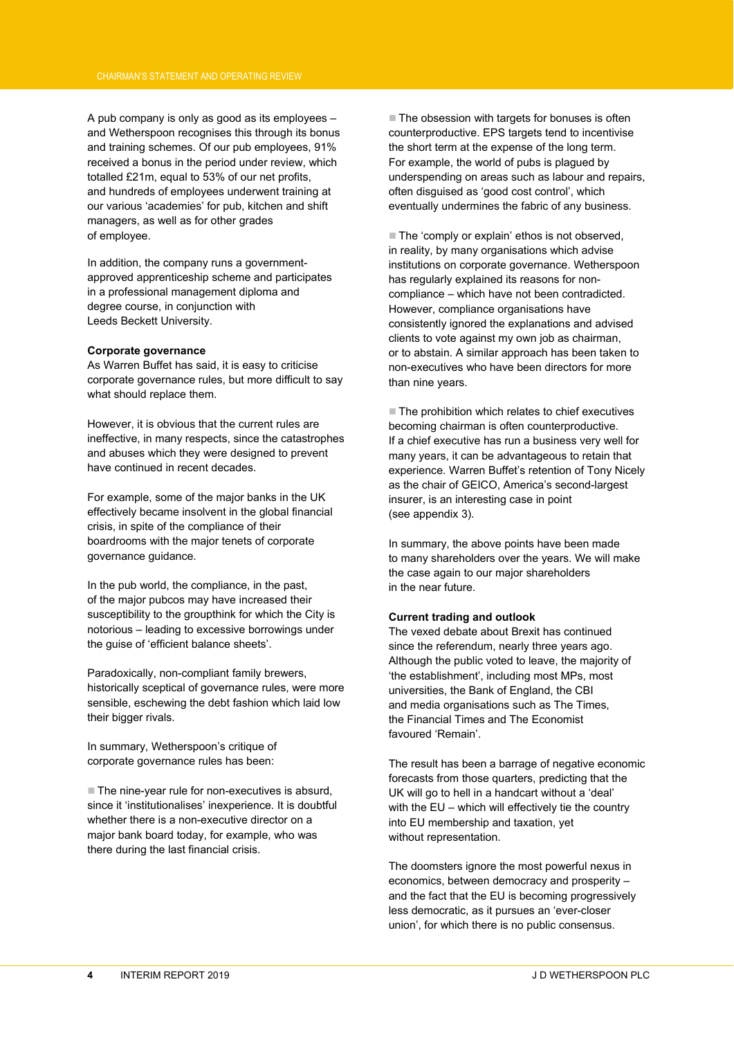A pub company is only as good as its employees – and Wetherspoon recognises this through its bonus and training schemes. Of our pub employees, 91% received a bonus in the period under review, which totalled £21m, equal to 53% of our net profits, and hundreds of employees underwent training at our various 'academies' for pub, kitchen and shift managers, as well as for other grades of employee.

In addition, the company runs a government-approved apprenticeship scheme and participates in a professional management diploma and degree course, in conjunction with Leeds Beckett University.

**Corporate governance**

As Warren Buffet has said, it is easy to criticise corporate governance rules, but more difficult to say what should replace them.

However, it is obvious that the current rules are ineffective, in many respects, since the catastrophes and abuses which they were designed to prevent have continued in recent decades.

For example, some of the major banks in the UK effectively became insolvent in the global financial crisis, in spite of the compliance of their boardrooms with the major tenets of corporate governance guidance.

In the pub world, the compliance, in the past, of the major pubcos may have increased their susceptibility to the groupthink for which the City is notorious – leading to excessive borrowings under the guise of 'efficient balance sheets'.

Paradoxically, non-compliant family brewers, historically sceptical of governance rules, were more sensible, eschewing the debt fashion which laid low their bigger rivals.

In summary, Wetherspoon's critique of corporate governance rules has been:

- The nine-year rule for non-executives is absurd, since it 'institutionalises' inexperience. It is doubtful whether there is a non-executive director on a major bank board today, for example, who was there during the last financial crisis.
- The obsession with targets for bonuses is often counterproductive. EPS targets tend to incentivise the short term at the expense of the long term. For example, the world of pubs is plagued by underspending on areas such as labour and repairs, often disguised as 'good cost control', which eventually undermines the fabric of any business.
- The 'comply or explain' ethos is not observed, in reality, by many organisations which advise institutions on corporate governance. Wetherspoon has regularly explained its reasons for non-compliance – which have not been contradicted. However, compliance organisations have consistently ignored the explanations and advised clients to vote against my own job as chairman, or to abstain. A similar approach has been taken to non-executives who have been directors for more than nine years.
- The prohibition which relates to chief executives becoming chairman is often counterproductive. If a chief executive has run a business very well for many years, it can be advantageous to retain that experience. Warren Buffet's retention of Tony Nicely as the chair of GEICO, America's second-largest insurer, is an interesting case in point (see appendix 3).

In summary, the above points have been made to many shareholders over the years. We will make the case again to our major shareholders in the near future.

**Current trading and outlook**

The vexed debate about Brexit has continued since the referendum, nearly three years ago. Although the public voted to leave, the majority of 'the establishment', including most MPs, most universities, the Bank of England, the CBI and media organisations such as The Times, the Financial Times and The Economist favoured 'Remain'.

The result has been a barrage of negative economic forecasts from those quarters, predicting that the UK will go to hell in a handcart without a 'deal' with the EU – which will effectively tie the country into EU membership and taxation, yet without representation.

The doomsters ignore the most powerful nexus in economics, between democracy and prosperity – and the fact that the EU is becoming progressively less democratic, as it pursues an 'ever-closer union', for which there is no public consensus.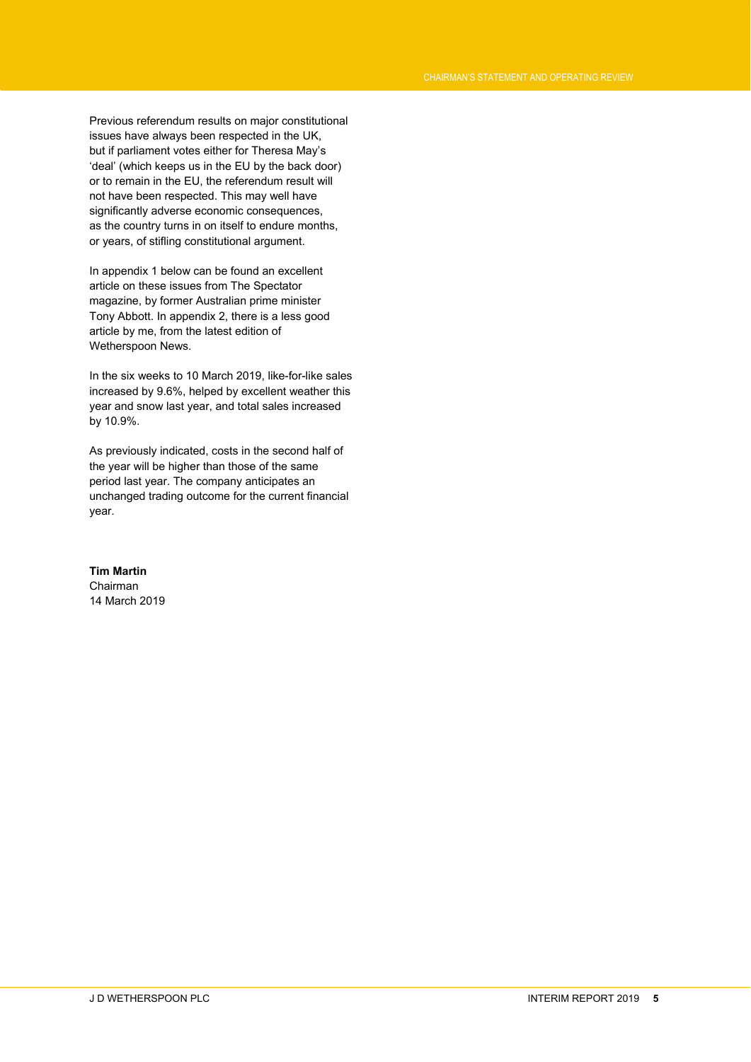Previous referendum results on major constitutional issues have always been respected in the UK, but if parliament votes either for Theresa May's 'deal' (which keeps us in the EU by the back door) or to remain in the EU, the referendum result will not have been respected. This may well have significantly adverse economic consequences, as the country turns in on itself to endure months, or years, of stifling constitutional argument.

In appendix 1 below can be found an excellent article on these issues from The Spectator magazine, by former Australian prime minister Tony Abbott. In appendix 2, there is a less good article by me, from the latest edition of Wetherspoon News.

In the six weeks to 10 March 2019, like-for-like sales increased by 9.6%, helped by excellent weather this year and snow last year, and total sales increased by 10.9%.

As previously indicated, costs in the second half of the year will be higher than those of the same period last year. The company anticipates an unchanged trading outcome for the current financial year.

**Tim Martin**
Chairman
14 March 2019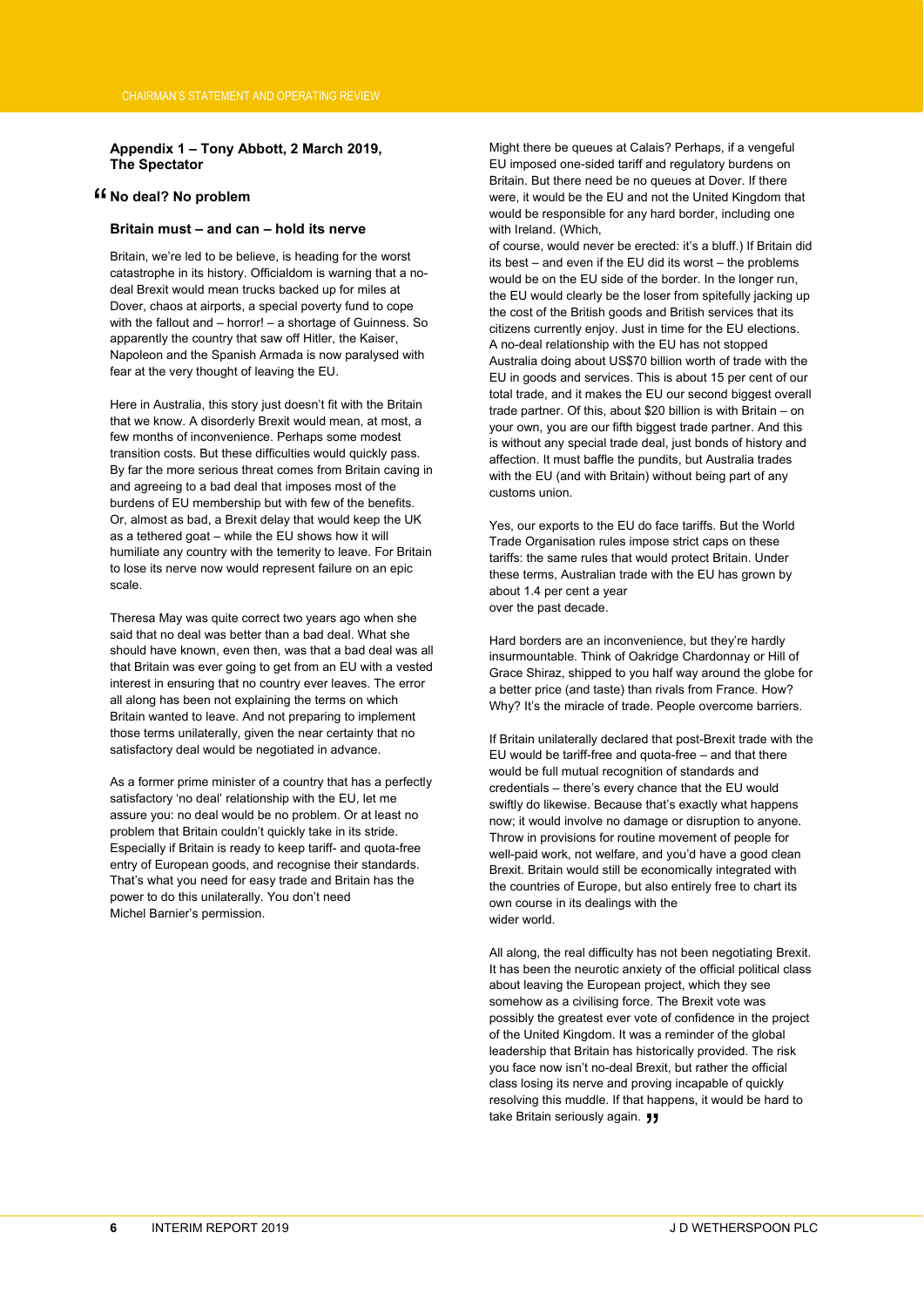**Appendix 1 – Tony Abbott, 2 March 2019, The Spectator**

**“No deal? No problem**

**Britain must – and can – hold its nerve**

Britain, we’re led to be believe, is heading for the worst catastrophe in its history. Officialdom is warning that a no-deal Brexit would mean trucks backed up for miles at Dover, chaos at airports, a special poverty fund to cope with the fallout and – horror! – a shortage of Guinness. So apparently the country that saw off Hitler, the Kaiser, Napoleon and the Spanish Armada is now paralysed with fear at the very thought of leaving the EU.

Here in Australia, this story just doesn’t fit with the Britain that we know. A disorderly Brexit would mean, at most, a few months of inconvenience. Perhaps some modest transition costs. But these difficulties would quickly pass. By far the more serious threat comes from Britain caving in and agreeing to a bad deal that imposes most of the burdens of EU membership but with few of the benefits. Or, almost as bad, a Brexit delay that would keep the UK as a tethered goat – while the EU shows how it will humiliate any country with the temerity to leave. For Britain to lose its nerve now would represent failure on an epic scale.

Theresa May was quite correct two years ago when she said that no deal was better than a bad deal. What she should have known, even then, was that a bad deal was all that Britain was ever going to get from an EU with a vested interest in ensuring that no country ever leaves. The error all along has been not explaining the terms on which Britain wanted to leave. And not preparing to implement those terms unilaterally, given the near certainty that no satisfactory deal would be negotiated in advance.

As a former prime minister of a country that has a perfectly satisfactory ‘no deal’ relationship with the EU, let me assure you: no deal would be no problem. Or at least no problem that Britain couldn’t quickly take in its stride. Especially if Britain is ready to keep tariff- and quota-free entry of European goods, and recognise their standards. That’s what you need for easy trade and Britain has the power to do this unilaterally. You don’t need Michel Barnier’s permission.

Might there be queues at Calais? Perhaps, if a vengeful EU imposed one-sided tariff and regulatory burdens on Britain. But there need be no queues at Dover. If there were, it would be the EU and not the United Kingdom that would be responsible for any hard border, including one with Ireland. (Which, of course, would never be erected: it’s a bluff.) If Britain did its best – and even if the EU did its worst – the problems would be on the EU side of the border. In the longer run, the EU would clearly be the loser from spitefully jacking up the cost of the British goods and British services that its citizens currently enjoy. Just in time for the EU elections. A no-deal relationship with the EU has not stopped Australia doing about US$70 billion worth of trade with the EU in goods and services. This is about 15 per cent of our total trade, and it makes the EU our second biggest overall trade partner. Of this, about $20 billion is with Britain – on your own, you are our fifth biggest trade partner. And this is without any special trade deal, just bonds of history and affection. It must baffle the pundits, but Australia trades with the EU (and with Britain) without being part of any customs union.

Yes, our exports to the EU do face tariffs. But the World Trade Organisation rules impose strict caps on these tariffs: the same rules that would protect Britain. Under these terms, Australian trade with the EU has grown by about 1.4 per cent a year over the past decade.

Hard borders are an inconvenience, but they’re hardly insurmountable. Think of Oakridge Chardonnay or Hill of Grace Shiraz, shipped to you half way around the globe for a better price (and taste) than rivals from France. How? Why? It’s the miracle of trade. People overcome barriers.

If Britain unilaterally declared that post-Brexit trade with the EU would be tariff-free and quota-free – and that there would be full mutual recognition of standards and credentials – there’s every chance that the EU would swiftly do likewise. Because that’s exactly what happens now; it would involve no damage or disruption to anyone. Throw in provisions for routine movement of people for well-paid work, not welfare, and you’d have a good clean Brexit. Britain would still be economically integrated with the countries of Europe, but also entirely free to chart its own course in its dealings with the wider world.

All along, the real difficulty has not been negotiating Brexit. It has been the neurotic anxiety of the official political class about leaving the European project, which they see somehow as a civilising force. The Brexit vote was possibly the greatest ever vote of confidence in the project of the United Kingdom. It was a reminder of the global leadership that Britain has historically provided. The risk you face now isn’t no-deal Brexit, but rather the official class losing its nerve and proving incapable of quickly resolving this muddle. If that happens, it would be hard to take Britain seriously again.”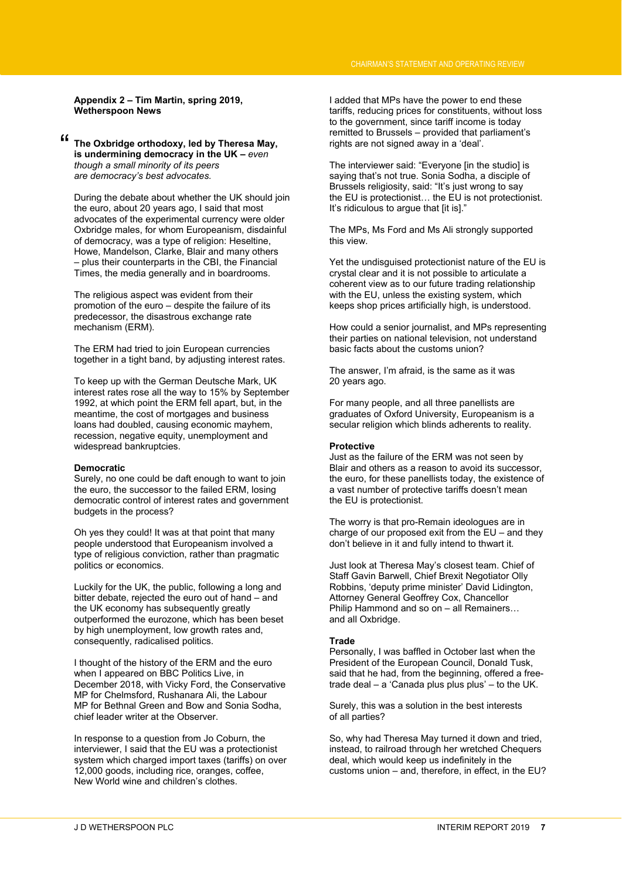**Appendix 2 – Tim Martin, spring 2019, Wetherspoon News**

“ **The Oxbridge orthodoxy, led by Theresa May, is undermining democracy in the UK –** *even though a small minority of its peers are democracy's best advocates.*

During the debate about whether the UK should join the euro, about 20 years ago, I said that most advocates of the experimental currency were older Oxbridge males, for whom Europeanism, disdainful of democracy, was a type of religion: Heseltine, Howe, Mandelson, Clarke, Blair and many others – plus their counterparts in the CBI, the Financial Times, the media generally and in boardrooms.

The religious aspect was evident from their promotion of the euro – despite the failure of its predecessor, the disastrous exchange rate mechanism (ERM).

The ERM had tried to join European currencies together in a tight band, by adjusting interest rates.

To keep up with the German Deutsche Mark, UK interest rates rose all the way to 15% by September 1992, at which point the ERM fell apart, but, in the meantime, the cost of mortgages and business loans had doubled, causing economic mayhem, recession, negative equity, unemployment and widespread bankruptcies.

**Democratic**

Surely, no one could be daft enough to want to join the euro, the successor to the failed ERM, losing democratic control of interest rates and government budgets in the process?

Oh yes they could! It was at that point that many people understood that Europeanism involved a type of religious conviction, rather than pragmatic politics or economics.

Luckily for the UK, the public, following a long and bitter debate, rejected the euro out of hand – and the UK economy has subsequently greatly outperformed the eurozone, which has been beset by high unemployment, low growth rates and, consequently, radicalised politics.

I thought of the history of the ERM and the euro when I appeared on BBC Politics Live, in December 2018, with Vicky Ford, the Conservative MP for Chelmsford, Rushanara Ali, the Labour MP for Bethnal Green and Bow and Sonia Sodha, chief leader writer at the Observer.

In response to a question from Jo Coburn, the interviewer, I said that the EU was a protectionist system which charged import taxes (tariffs) on over 12,000 goods, including rice, oranges, coffee, New World wine and children's clothes.

I added that MPs have the power to end these tariffs, reducing prices for constituents, without loss to the government, since tariff income is today remitted to Brussels – provided that parliament's rights are not signed away in a 'deal'.

The interviewer said: “Everyone [in the studio] is saying that's not true. Sonia Sodha, a disciple of Brussels religiosity, said: “It's just wrong to say the EU is protectionist… the EU is not protectionist. It's ridiculous to argue that [it is].”

The MPs, Ms Ford and Ms Ali strongly supported this view.

Yet the undisguised protectionist nature of the EU is crystal clear and it is not possible to articulate a coherent view as to our future trading relationship with the EU, unless the existing system, which keeps shop prices artificially high, is understood.

How could a senior journalist, and MPs representing their parties on national television, not understand basic facts about the customs union?

The answer, I'm afraid, is the same as it was 20 years ago.

For many people, and all three panellists are graduates of Oxford University, Europeanism is a secular religion which blinds adherents to reality.

**Protective**

Just as the failure of the ERM was not seen by Blair and others as a reason to avoid its successor, the euro, for these panellists today, the existence of a vast number of protective tariffs doesn't mean the EU is protectionist.

The worry is that pro-Remain ideologues are in charge of our proposed exit from the EU – and they don't believe in it and fully intend to thwart it.

Just look at Theresa May's closest team. Chief of Staff Gavin Barwell, Chief Brexit Negotiator Olly Robbins, 'deputy prime minister' David Lidington, Attorney General Geoffrey Cox, Chancellor Philip Hammond and so on – all Remainers… and all Oxbridge.

**Trade**

Personally, I was baffled in October last when the President of the European Council, Donald Tusk, said that he had, from the beginning, offered a free-trade deal – a 'Canada plus plus plus' – to the UK.

Surely, this was a solution in the best interests of all parties?

So, why had Theresa May turned it down and tried, instead, to railroad through her wretched Chequers deal, which would keep us indefinitely in the customs union – and, therefore, in effect, in the EU?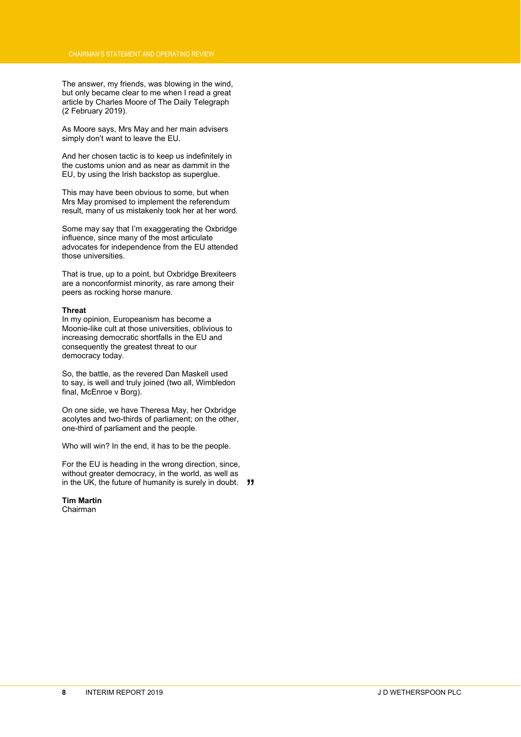The answer, my friends, was blowing in the wind, but only became clear to me when I read a great article by Charles Moore of The Daily Telegraph (2 February 2019).

As Moore says, Mrs May and her main advisers simply don't want to leave the EU.

And her chosen tactic is to keep us indefinitely in the customs union and as near as dammit in the EU, by using the Irish backstop as superglue.

This may have been obvious to some, but when Mrs May promised to implement the referendum result, many of us mistakenly took her at her word.

Some may say that I'm exaggerating the Oxbridge influence, since many of the most articulate advocates for independence from the EU attended those universities.

That is true, up to a point, but Oxbridge Brexiteers are a nonconformist minority, as rare among their peers as rocking horse manure.

**Threat**

In my opinion, Europeanism has become a Moonie-like cult at those universities, oblivious to increasing democratic shortfalls in the EU and consequently the greatest threat to our democracy today.

So, the battle, as the revered Dan Maskell used to say, is well and truly joined (two all, Wimbledon final, McEnroe v Borg).

On one side, we have Theresa May, her Oxbridge acolytes and two-thirds of parliament; on the other, one-third of parliament and the people.

Who will win? In the end, it has to be the people.

For the EU is heading in the wrong direction, since, without greater democracy, in the world, as well as in the UK, the future of humanity is surely in doubt. ”

**Tim Martin**
Chairman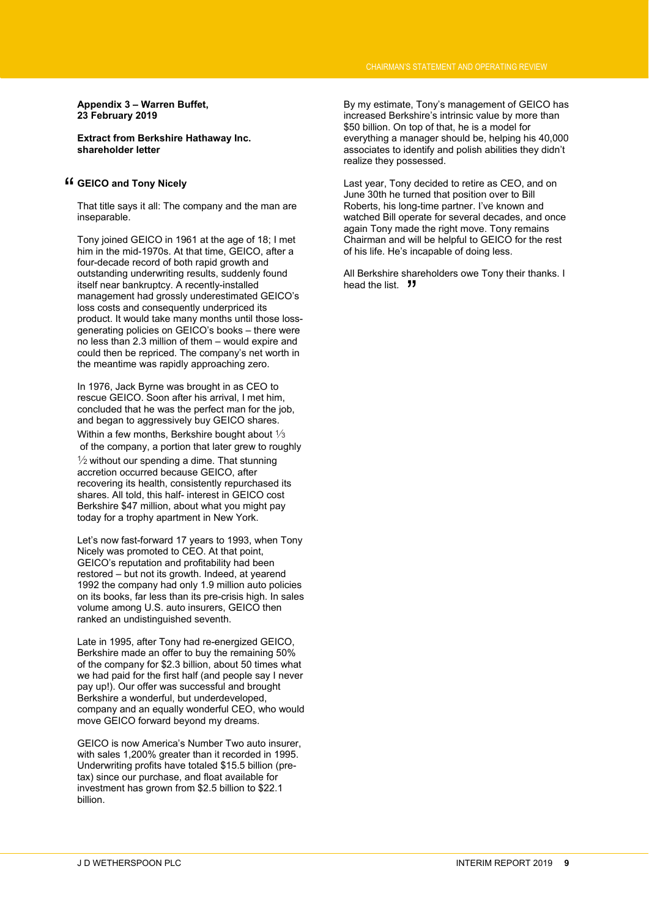**Appendix 3 – Warren Buffet, 23 February 2019**

**Extract from Berkshire Hathaway Inc. shareholder letter**

" **GEICO and Tony Nicely**

That title says it all: The company and the man are inseparable.

Tony joined GEICO in 1961 at the age of 18; I met him in the mid-1970s. At that time, GEICO, after a four-decade record of both rapid growth and outstanding underwriting results, suddenly found itself near bankruptcy. A recently-installed management had grossly underestimated GEICO's loss costs and consequently underpriced its product. It would take many months until those loss-generating policies on GEICO's books – there were no less than 2.3 million of them – would expire and could then be repriced. The company's net worth in the meantime was rapidly approaching zero.

In 1976, Jack Byrne was brought in as CEO to rescue GEICO. Soon after his arrival, I met him, concluded that he was the perfect man for the job, and began to aggressively buy GEICO shares. Within a few months, Berkshire bought about ⅓ of the company, a portion that later grew to roughly ½ without our spending a dime. That stunning accretion occurred because GEICO, after recovering its health, consistently repurchased its shares. All told, this half- interest in GEICO cost Berkshire $47 million, about what you might pay today for a trophy apartment in New York.

Let's now fast-forward 17 years to 1993, when Tony Nicely was promoted to CEO. At that point, GEICO's reputation and profitability had been restored – but not its growth. Indeed, at yearend 1992 the company had only 1.9 million auto policies on its books, far less than its pre-crisis high. In sales volume among U.S. auto insurers, GEICO then ranked an undistinguished seventh.

Late in 1995, after Tony had re-energized GEICO, Berkshire made an offer to buy the remaining 50% of the company for $2.3 billion, about 50 times what we had paid for the first half (and people say I never pay up!). Our offer was successful and brought Berkshire a wonderful, but underdeveloped, company and an equally wonderful CEO, who would move GEICO forward beyond my dreams.

GEICO is now America's Number Two auto insurer, with sales 1,200% greater than it recorded in 1995. Underwriting profits have totaled $15.5 billion (pre-tax) since our purchase, and float available for investment has grown from $2.5 billion to $22.1 billion.

By my estimate, Tony's management of GEICO has increased Berkshire's intrinsic value by more than $50 billion. On top of that, he is a model for everything a manager should be, helping his 40,000 associates to identify and polish abilities they didn't realize they possessed.

Last year, Tony decided to retire as CEO, and on June 30th he turned that position over to Bill Roberts, his long-time partner. I've known and watched Bill operate for several decades, and once again Tony made the right move. Tony remains Chairman and will be helpful to GEICO for the rest of his life. He's incapable of doing less.

All Berkshire shareholders owe Tony their thanks. I head the list. "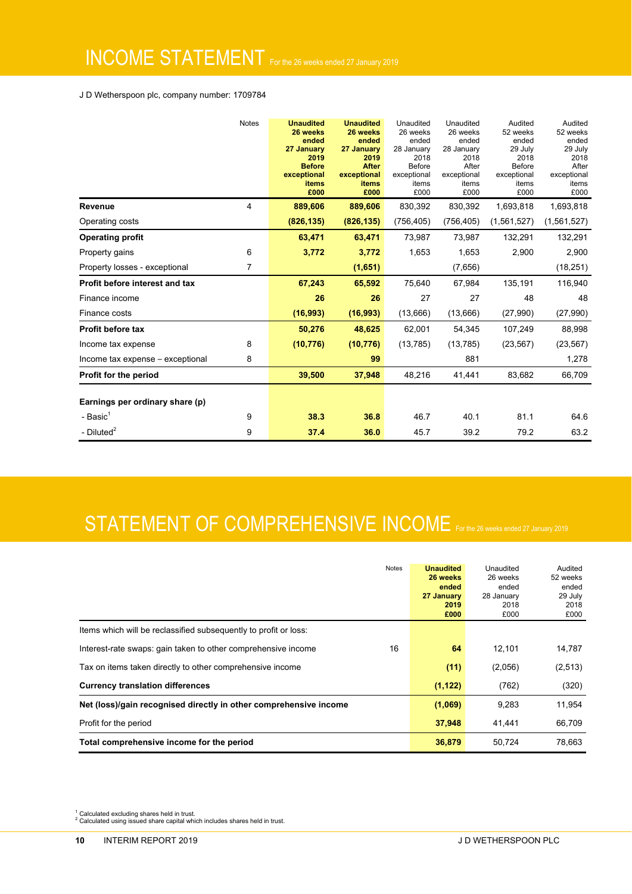# INCOME STATEMENT For the 26 weeks ended 27 January 2019

J D Wetherspoon plc, company number: 1709784

| | Notes | Unaudited 26 weeks ended 27 January 2019 Before exceptional items £000 | Unaudited 26 weeks ended 27 January 2019 After exceptional items £000 | Unaudited 26 weeks ended 28 January 2018 Before exceptional items £000 | Unaudited 26 weeks ended 28 January 2018 After exceptional items £000 | Audited 52 weeks ended 29 July 2018 Before exceptional items £000 | Audited 52 weeks ended 29 July 2018 After exceptional items £000 |
|---|---|---|---|---|---|---|---|
| **Revenue** | 4 | **889,606** | **889,606** | 830,392 | 830,392 | 1,693,818 | 1,693,818 |
| Operating costs | | **(826,135)** | **(826,135)** | (756,405) | (756,405) | (1,561,527) | (1,561,527) |
| **Operating profit** | | **63,471** | **63,471** | 73,987 | 73,987 | 132,291 | 132,291 |
| Property gains | 6 | **3,772** | **3,772** | 1,653 | 1,653 | 2,900 | 2,900 |
| Property losses - exceptional | 7 | | **(1,651)** | | (7,656) | | (18,251) |
| **Profit before interest and tax** | | **67,243** | **65,592** | 75,640 | 67,984 | 135,191 | 116,940 |
| Finance income | | **26** | **26** | 27 | 27 | 48 | 48 |
| Finance costs | | **(16,993)** | **(16,993)** | (13,666) | (13,666) | (27,990) | (27,990) |
| **Profit before tax** | | **50,276** | **48,625** | 62,001 | 54,345 | 107,249 | 88,998 |
| Income tax expense | 8 | **(10,776)** | **(10,776)** | (13,785) | (13,785) | (23,567) | (23,567) |
| Income tax expense – exceptional | 8 | | **99** | | 881 | | 1,278 |
| **Profit for the period** | | **39,500** | **37,948** | 48,216 | 41,441 | 83,682 | 66,709 |
| | | | | | | | |
| **Earnings per ordinary share (p)** | | | | | | | |
| - Basic[1] | 9 | **38.3** | **36.8** | 46.7 | 40.1 | 81.1 | 64.6 |
| - Diluted[2] | 9 | **37.4** | **36.0** | 45.7 | 39.2 | 79.2 | 63.2 |

# STATEMENT OF COMPREHENSIVE INCOME For the 26 weeks ended 27 January 2019

| | Notes | Unaudited 26 weeks ended 27 January 2019 £000 | Unaudited 26 weeks ended 28 January 2018 £000 | Audited 52 weeks ended 29 July 2018 £000 |
|---|---|---|---|---|
| Items which will be reclassified subsequently to profit or loss: | | | | |
| Interest-rate swaps: gain taken to other comprehensive income | 16 | **64** | 12,101 | 14,787 |
| Tax on items taken directly to other comprehensive income | | **(11)** | (2,056) | (2,513) |
| **Currency translation differences** | | **(1,122)** | (762) | (320) |
| **Net (loss)/gain recognised directly in other comprehensive income** | | **(1,069)** | 9,283 | 11,954 |
| Profit for the period | | **37,948** | 41,441 | 66,709 |
| **Total comprehensive income for the period** | | **36,879** | 50,724 | 78,663 |

[1] Calculated excluding shares held in trust.
[2] Calculated using issued share capital which includes shares held in trust.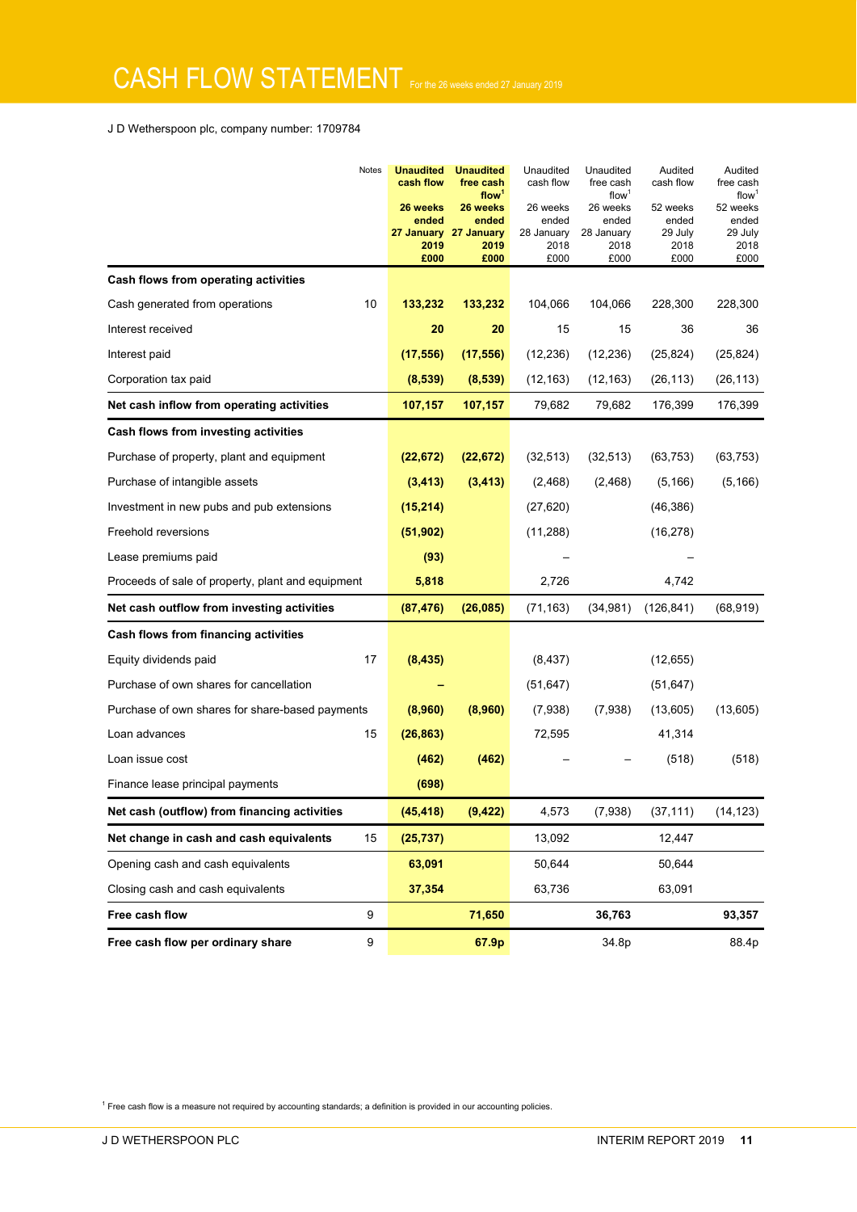# CASH FLOW STATEMENT For the 26 weeks ended 27 January 2019

J D Wetherspoon plc, company number: 1709784

| | Notes | **Unaudited cash flow 26 weeks ended 27 January 2019 £000** | **Unaudited free cash flow[1] 26 weeks ended 27 January 2019 £000** | Unaudited cash flow 26 weeks ended 28 January 2018 £000 | Unaudited free cash flow[1] 26 weeks ended 28 January 2018 £000 | Audited cash flow 52 weeks ended 29 July 2018 £000 | Audited free cash flow[1] 52 weeks ended 29 July 2018 £000 |
|---|---|---|---|---|---|---|---|
| **Cash flows from operating activities** | | | | | | | |
| Cash generated from operations | 10 | **133,232** | **133,232** | 104,066 | 104,066 | 228,300 | 228,300 |
| Interest received | | **20** | **20** | 15 | 15 | 36 | 36 |
| Interest paid | | **(17,556)** | **(17,556)** | (12,236) | (12,236) | (25,824) | (25,824) |
| Corporation tax paid | | **(8,539)** | **(8,539)** | (12,163) | (12,163) | (26,113) | (26,113) |
| **Net cash inflow from operating activities** | | **107,157** | **107,157** | 79,682 | 79,682 | 176,399 | 176,399 |
| **Cash flows from investing activities** | | | | | | | |
| Purchase of property, plant and equipment | | **(22,672)** | **(22,672)** | (32,513) | (32,513) | (63,753) | (63,753) |
| Purchase of intangible assets | | **(3,413)** | **(3,413)** | (2,468) | (2,468) | (5,166) | (5,166) |
| Investment in new pubs and pub extensions | | **(15,214)** | | (27,620) | | (46,386) | |
| Freehold reversions | | **(51,902)** | | (11,288) | | (16,278) | |
| Lease premiums paid | | **(93)** | | – | | – | |
| Proceeds of sale of property, plant and equipment | | **5,818** | | 2,726 | | 4,742 | |
| **Net cash outflow from investing activities** | | **(87,476)** | **(26,085)** | (71,163) | (34,981) | (126,841) | (68,919) |
| **Cash flows from financing activities** | | | | | | | |
| Equity dividends paid | 17 | **(8,435)** | | (8,437) | | (12,655) | |
| Purchase of own shares for cancellation | | **–** | | (51,647) | | (51,647) | |
| Purchase of own shares for share-based payments | | **(8,960)** | **(8,960)** | (7,938) | (7,938) | (13,605) | (13,605) |
| Loan advances | 15 | **(26,863)** | | 72,595 | | 41,314 | |
| Loan issue cost | | **(462)** | **(462)** | – | – | (518) | (518) |
| Finance lease principal payments | | **(698)** | | | | | |
| **Net cash (outflow) from financing activities** | | **(45,418)** | **(9,422)** | 4,573 | (7,938) | (37,111) | (14,123) |
| **Net change in cash and cash equivalents** | 15 | **(25,737)** | | 13,092 | | 12,447 | |
| Opening cash and cash equivalents | | **63,091** | | 50,644 | | 50,644 | |
| Closing cash and cash equivalents | | **37,354** | | 63,736 | | 63,091 | |
| **Free cash flow** | 9 | | **71,650** | | **36,763** | | **93,357** |
| **Free cash flow per ordinary share** | 9 | | **67.9p** | | 34.8p | | 88.4p |

[1] Free cash flow is a measure not required by accounting standards; a definition is provided in our accounting policies.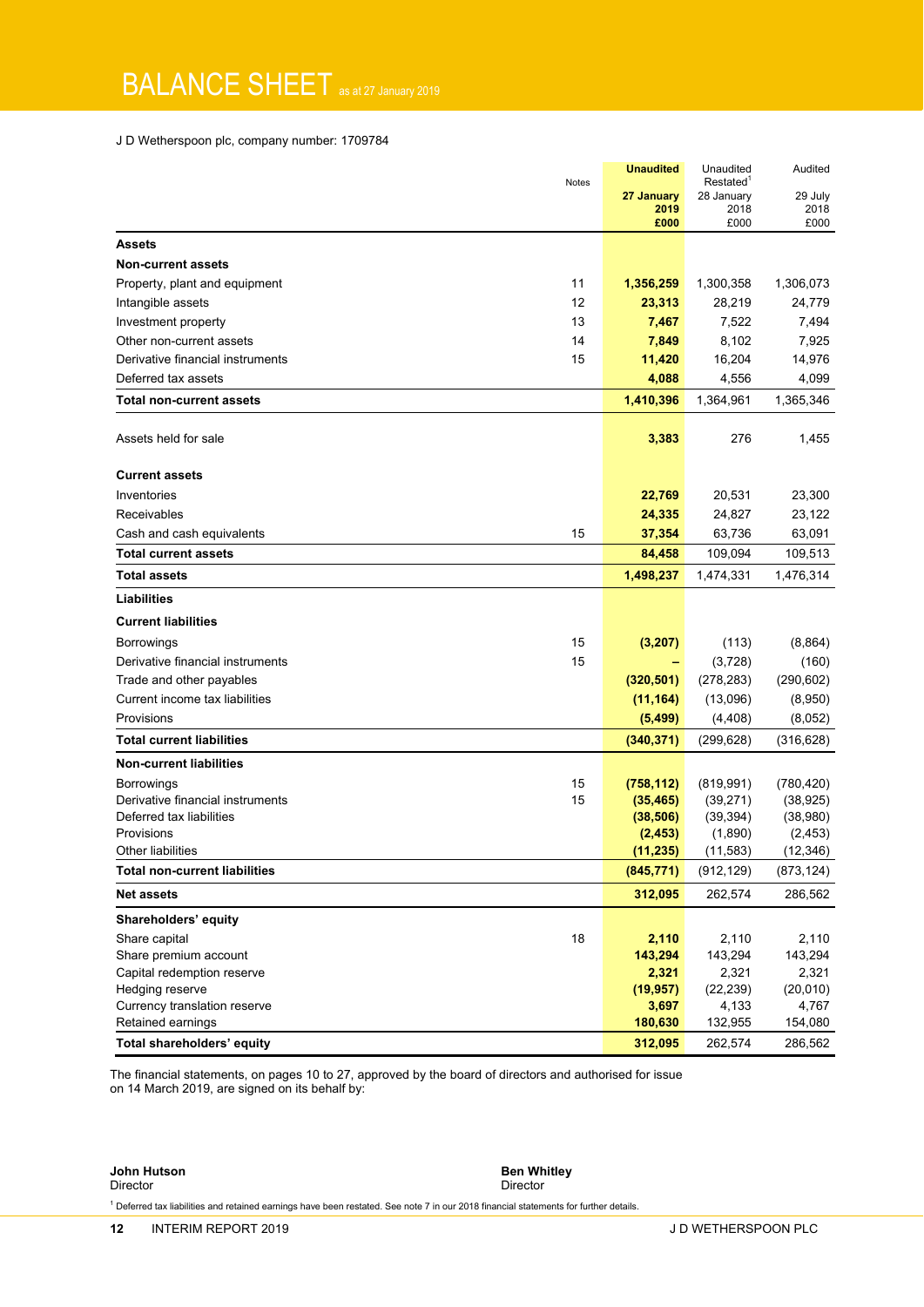# BALANCE SHEET as at 27 January 2019

J D Wetherspoon plc, company number: 1709784

| | Notes | **Unaudited** **27 January 2019 £000** | Unaudited Restated[1] 28 January 2018 £000 | Audited 29 July 2018 £000 |
|---|---|---|---|---|
| **Assets** | | | | |
| **Non-current assets** | | | | |
| Property, plant and equipment | 11 | **1,356,259** | 1,300,358 | 1,306,073 |
| Intangible assets | 12 | **23,313** | 28,219 | 24,779 |
| Investment property | 13 | **7,467** | 7,522 | 7,494 |
| Other non-current assets | 14 | **7,849** | 8,102 | 7,925 |
| Derivative financial instruments | 15 | **11,420** | 16,204 | 14,976 |
| Deferred tax assets | | **4,088** | 4,556 | 4,099 |
| **Total non-current assets** | | **1,410,396** | 1,364,961 | 1,365,346 |
| Assets held for sale | | **3,383** | 276 | 1,455 |
| **Current assets** | | | | |
| Inventories | | **22,769** | 20,531 | 23,300 |
| Receivables | | **24,335** | 24,827 | 23,122 |
| Cash and cash equivalents | 15 | **37,354** | 63,736 | 63,091 |
| **Total current assets** | | **84,458** | 109,094 | 109,513 |
| **Total assets** | | **1,498,237** | 1,474,331 | 1,476,314 |
| **Liabilities** | | | | |
| **Current liabilities** | | | | |
| Borrowings | 15 | **(3,207)** | (113) | (8,864) |
| Derivative financial instruments | 15 | **–** | (3,728) | (160) |
| Trade and other payables | | **(320,501)** | (278,283) | (290,602) |
| Current income tax liabilities | | **(11,164)** | (13,096) | (8,950) |
| Provisions | | **(5,499)** | (4,408) | (8,052) |
| **Total current liabilities** | | **(340,371)** | (299,628) | (316,628) |
| **Non-current liabilities** | | | | |
| Borrowings | 15 | **(758,112)** | (819,991) | (780,420) |
| Derivative financial instruments | 15 | **(35,465)** | (39,271) | (38,925) |
| Deferred tax liabilities | | **(38,506)** | (39,394) | (38,980) |
| Provisions | | **(2,453)** | (1,890) | (2,453) |
| Other liabilities | | **(11,235)** | (11,583) | (12,346) |
| **Total non-current liabilities** | | **(845,771)** | (912,129) | (873,124) |
| **Net assets** | | **312,095** | 262,574 | 286,562 |
| **Shareholders' equity** | | | | |
| Share capital | 18 | **2,110** | 2,110 | 2,110 |
| Share premium account | | **143,294** | 143,294 | 143,294 |
| Capital redemption reserve | | **2,321** | 2,321 | 2,321 |
| Hedging reserve | | **(19,957)** | (22,239) | (20,010) |
| Currency translation reserve | | **3,697** | 4,133 | 4,767 |
| Retained earnings | | **180,630** | 132,955 | 154,080 |
| **Total shareholders' equity** | | **312,095** | 262,574 | 286,562 |

The financial statements, on pages 10 to 27, approved by the board of directors and authorised for issue on 14 March 2019, are signed on its behalf by:

**John Hutson**
Director

**Ben Whitley**
Director

[1] Deferred tax liabilities and retained earnings have been restated. See note 7 in our 2018 financial statements for further details.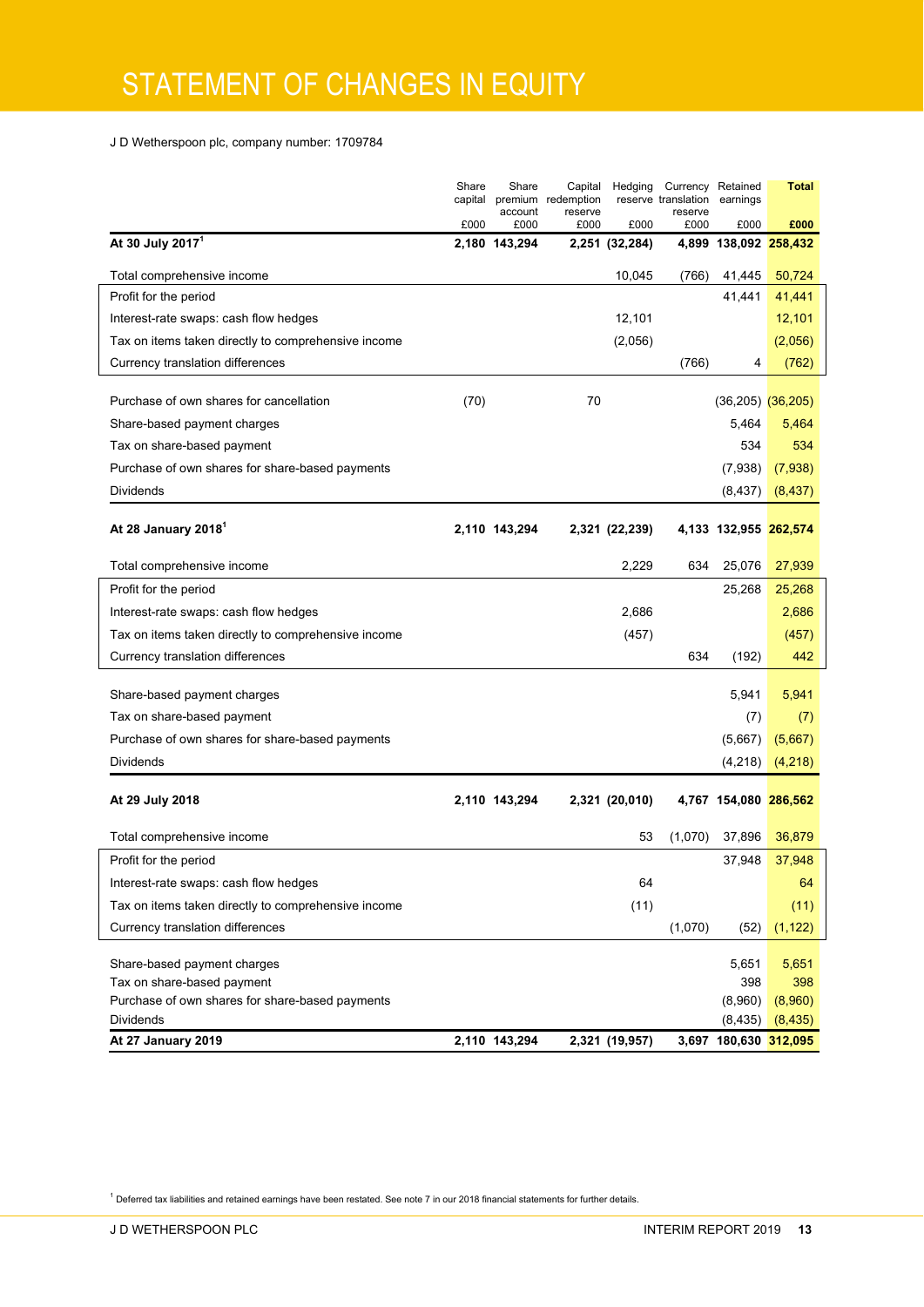# STATEMENT OF CHANGES IN EQUITY

J D Wetherspoon plc, company number: 1709784

| | Share capital £000 | Share premium account £000 | Capital redemption reserve £000 | Hedging reserve £000 | Currency translation reserve £000 | Retained earnings £000 | **Total £000** |
|---|---|---|---|---|---|---|---|
| **At 30 July 2017[1]** | **2,180** | **143,294** | **2,251** | **(32,284)** | **4,899** | **138,092** | **258,432** |
| Total comprehensive income | | | | 10,045 | (766) | 41,445 | 50,724 |
| Profit for the period | | | | | | 41,441 | 41,441 |
| Interest-rate swaps: cash flow hedges | | | | 12,101 | | | 12,101 |
| Tax on items taken directly to comprehensive income | | | | (2,056) | | | (2,056) |
| Currency translation differences | | | | | (766) | 4 | (762) |
| Purchase of own shares for cancellation | (70) | | 70 | | | (36,205) | (36,205) |
| Share-based payment charges | | | | | | 5,464 | 5,464 |
| Tax on share-based payment | | | | | | 534 | 534 |
| Purchase of own shares for share-based payments | | | | | | (7,938) | (7,938) |
| Dividends | | | | | | (8,437) | (8,437) |
| **At 28 January 2018[1]** | **2,110** | **143,294** | **2,321** | **(22,239)** | **4,133** | **132,955** | **262,574** |
| Total comprehensive income | | | | 2,229 | 634 | 25,076 | 27,939 |
| Profit for the period | | | | | | 25,268 | 25,268 |
| Interest-rate swaps: cash flow hedges | | | | 2,686 | | | 2,686 |
| Tax on items taken directly to comprehensive income | | | | (457) | | | (457) |
| Currency translation differences | | | | | 634 | (192) | 442 |
| Share-based payment charges | | | | | | 5,941 | 5,941 |
| Tax on share-based payment | | | | | | (7) | (7) |
| Purchase of own shares for share-based payments | | | | | | (5,667) | (5,667) |
| Dividends | | | | | | (4,218) | (4,218) |
| **At 29 July 2018** | **2,110** | **143,294** | **2,321** | **(20,010)** | **4,767** | **154,080** | **286,562** |
| Total comprehensive income | | | | 53 | (1,070) | 37,896 | 36,879 |
| Profit for the period | | | | | | 37,948 | 37,948 |
| Interest-rate swaps: cash flow hedges | | | | 64 | | | 64 |
| Tax on items taken directly to comprehensive income | | | | (11) | | | (11) |
| Currency translation differences | | | | | (1,070) | (52) | (1,122) |
| Share-based payment charges | | | | | | 5,651 | 5,651 |
| Tax on share-based payment | | | | | | 398 | 398 |
| Purchase of own shares for share-based payments | | | | | | (8,960) | (8,960) |
| Dividends | | | | | | (8,435) | (8,435) |
| **At 27 January 2019** | **2,110** | **143,294** | **2,321** | **(19,957)** | **3,697** | **180,630** | **312,095** |

[1] Deferred tax liabilities and retained earnings have been restated. See note 7 in our 2018 financial statements for further details.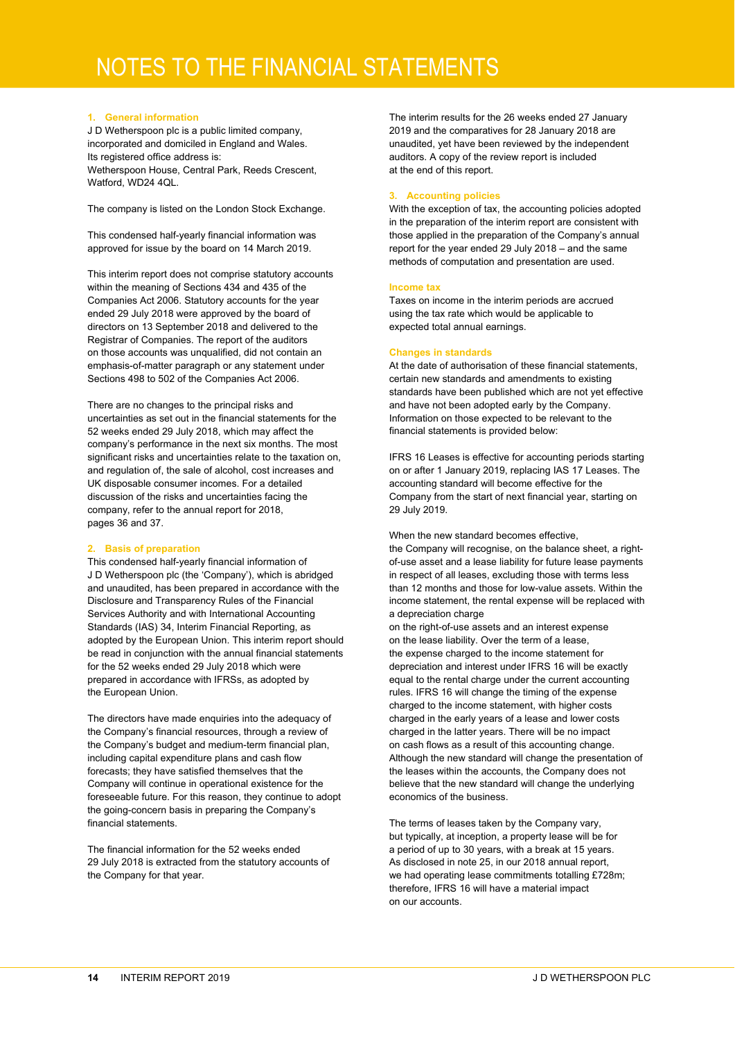# NOTES TO THE FINANCIAL STATEMENTS

## 1. General information

J D Wetherspoon plc is a public limited company, incorporated and domiciled in England and Wales. Its registered office address is: Wetherspoon House, Central Park, Reeds Crescent, Watford, WD24 4QL.

The company is listed on the London Stock Exchange.

This condensed half-yearly financial information was approved for issue by the board on 14 March 2019.

This interim report does not comprise statutory accounts within the meaning of Sections 434 and 435 of the Companies Act 2006. Statutory accounts for the year ended 29 July 2018 were approved by the board of directors on 13 September 2018 and delivered to the Registrar of Companies. The report of the auditors on those accounts was unqualified, did not contain an emphasis-of-matter paragraph or any statement under Sections 498 to 502 of the Companies Act 2006.

There are no changes to the principal risks and uncertainties as set out in the financial statements for the 52 weeks ended 29 July 2018, which may affect the company's performance in the next six months. The most significant risks and uncertainties relate to the taxation on, and regulation of, the sale of alcohol, cost increases and UK disposable consumer incomes. For a detailed discussion of the risks and uncertainties facing the company, refer to the annual report for 2018, pages 36 and 37.

## 2. Basis of preparation

This condensed half-yearly financial information of J D Wetherspoon plc (the 'Company'), which is abridged and unaudited, has been prepared in accordance with the Disclosure and Transparency Rules of the Financial Services Authority and with International Accounting Standards (IAS) 34, Interim Financial Reporting, as adopted by the European Union. This interim report should be read in conjunction with the annual financial statements for the 52 weeks ended 29 July 2018 which were prepared in accordance with IFRSs, as adopted by the European Union.

The directors have made enquiries into the adequacy of the Company's financial resources, through a review of the Company's budget and medium-term financial plan, including capital expenditure plans and cash flow forecasts; they have satisfied themselves that the Company will continue in operational existence for the foreseeable future. For this reason, they continue to adopt the going-concern basis in preparing the Company's financial statements.

The financial information for the 52 weeks ended 29 July 2018 is extracted from the statutory accounts of the Company for that year.

The interim results for the 26 weeks ended 27 January 2019 and the comparatives for 28 January 2018 are unaudited, yet have been reviewed by the independent auditors. A copy of the review report is included at the end of this report.

## 3. Accounting policies

With the exception of tax, the accounting policies adopted in the preparation of the interim report are consistent with those applied in the preparation of the Company's annual report for the year ended 29 July 2018 – and the same methods of computation and presentation are used.

### Income tax

Taxes on income in the interim periods are accrued using the tax rate which would be applicable to expected total annual earnings.

### Changes in standards

At the date of authorisation of these financial statements, certain new standards and amendments to existing standards have been published which are not yet effective and have not been adopted early by the Company. Information on those expected to be relevant to the financial statements is provided below:

IFRS 16 Leases is effective for accounting periods starting on or after 1 January 2019, replacing IAS 17 Leases. The accounting standard will become effective for the Company from the start of next financial year, starting on 29 July 2019.

When the new standard becomes effective, the Company will recognise, on the balance sheet, a right-of-use asset and a lease liability for future lease payments in respect of all leases, excluding those with terms less than 12 months and those for low-value assets. Within the income statement, the rental expense will be replaced with a depreciation charge on the right-of-use assets and an interest expense on the lease liability. Over the term of a lease, the expense charged to the income statement for depreciation and interest under IFRS 16 will be exactly equal to the rental charge under the current accounting rules. IFRS 16 will change the timing of the expense charged to the income statement, with higher costs charged in the early years of a lease and lower costs charged in the latter years. There will be no impact on cash flows as a result of this accounting change. Although the new standard will change the presentation of the leases within the accounts, the Company does not believe that the new standard will change the underlying economics of the business.

The terms of leases taken by the Company vary, but typically, at inception, a property lease will be for a period of up to 30 years, with a break at 15 years. As disclosed in note 25, in our 2018 annual report, we had operating lease commitments totalling £728m; therefore, IFRS 16 will have a material impact on our accounts.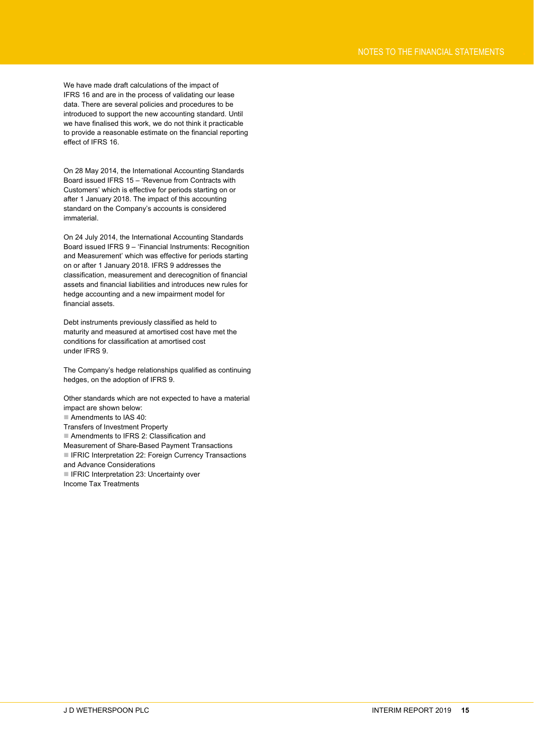We have made draft calculations of the impact of IFRS 16 and are in the process of validating our lease data. There are several policies and procedures to be introduced to support the new accounting standard. Until we have finalised this work, we do not think it practicable to provide a reasonable estimate on the financial reporting effect of IFRS 16.

On 28 May 2014, the International Accounting Standards Board issued IFRS 15 – 'Revenue from Contracts with Customers' which is effective for periods starting on or after 1 January 2018. The impact of this accounting standard on the Company's accounts is considered immaterial.

On 24 July 2014, the International Accounting Standards Board issued IFRS 9 – 'Financial Instruments: Recognition and Measurement' which was effective for periods starting on or after 1 January 2018. IFRS 9 addresses the classification, measurement and derecognition of financial assets and financial liabilities and introduces new rules for hedge accounting and a new impairment model for financial assets.

Debt instruments previously classified as held to maturity and measured at amortised cost have met the conditions for classification at amortised cost under IFRS 9.

The Company's hedge relationships qualified as continuing hedges, on the adoption of IFRS 9.

Other standards which are not expected to have a material impact are shown below:

- Amendments to IAS 40: Transfers of Investment Property
- Amendments to IFRS 2: Classification and Measurement of Share-Based Payment Transactions
- IFRIC Interpretation 22: Foreign Currency Transactions and Advance Considerations
- IFRIC Interpretation 23: Uncertainty over Income Tax Treatments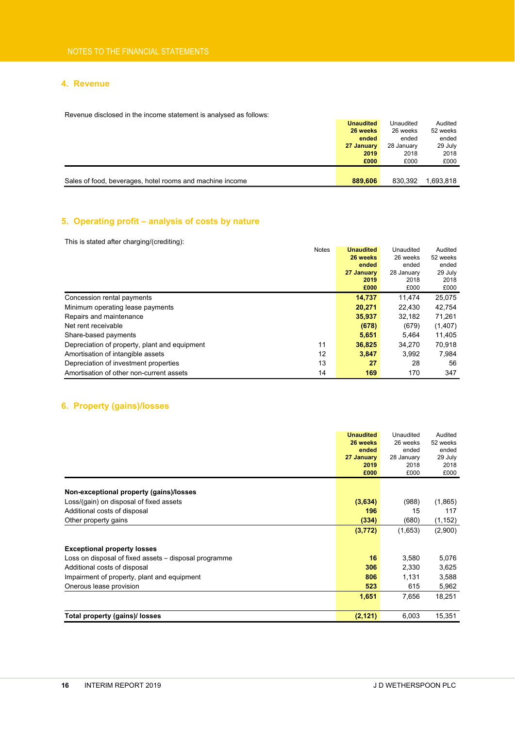## 4. Revenue

Revenue disclosed in the income statement is analysed as follows:

| | **Unaudited 26 weeks ended 27 January 2019 £000** | Unaudited 26 weeks ended 28 January 2018 £000 | Audited 52 weeks ended 29 July 2018 £000 |
|---|---|---|---|
| Sales of food, beverages, hotel rooms and machine income | **889,606** | 830,392 | 1,693,818 |

## 5. Operating profit – analysis of costs by nature

This is stated after charging/(crediting):

| | Notes | **Unaudited 26 weeks ended 27 January 2019 £000** | Unaudited 26 weeks ended 28 January 2018 £000 | Audited 52 weeks ended 29 July 2018 £000 |
|---|---|---|---|---|
| Concession rental payments | | **14,737** | 11,474 | 25,075 |
| Minimum operating lease payments | | **20,271** | 22,430 | 42,754 |
| Repairs and maintenance | | **35,937** | 32,182 | 71,261 |
| Net rent receivable | | **(678)** | (679) | (1,407) |
| Share-based payments | | **5,651** | 5,464 | 11,405 |
| Depreciation of property, plant and equipment | 11 | **36,825** | 34,270 | 70,918 |
| Amortisation of intangible assets | 12 | **3,847** | 3,992 | 7,984 |
| Depreciation of investment properties | 13 | **27** | 28 | 56 |
| Amortisation of other non-current assets | 14 | **169** | 170 | 347 |

## 6. Property (gains)/losses

| | **Unaudited 26 weeks ended 27 January 2019 £000** | Unaudited 26 weeks ended 28 January 2018 £000 | Audited 52 weeks ended 29 July 2018 £000 |
|---|---|---|---|
| **Non-exceptional property (gains)/losses** | | | |
| Loss/(gain) on disposal of fixed assets | **(3,634)** | (988) | (1,865) |
| Additional costs of disposal | **196** | 15 | 117 |
| Other property gains | **(334)** | (680) | (1,152) |
| | **(3,772)** | (1,653) | (2,900) |
| **Exceptional property losses** | | | |
| Loss on disposal of fixed assets – disposal programme | **16** | 3,580 | 5,076 |
| Additional costs of disposal | **306** | 2,330 | 3,625 |
| Impairment of property, plant and equipment | **806** | 1,131 | 3,588 |
| Onerous lease provision | **523** | 615 | 5,962 |
| | **1,651** | 7,656 | 18,251 |
| **Total property (gains)/ losses** | **(2,121)** | 6,003 | 15,351 |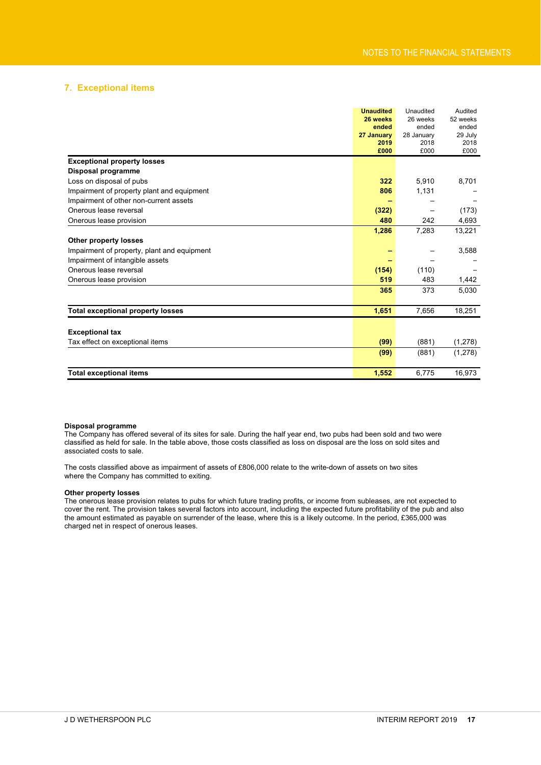## 7. Exceptional items

| | **Unaudited 26 weeks ended 27 January 2019 £000** | Unaudited 26 weeks ended 28 January 2018 £000 | Audited 52 weeks ended 29 July 2018 £000 |
|---|---|---|---|
| **Exceptional property losses** | | | |
| **Disposal programme** | | | |
| Loss on disposal of pubs | **322** | 5,910 | 8,701 |
| Impairment of property plant and equipment | **806** | 1,131 | – |
| Impairment of other non-current assets | **–** | – | – |
| Onerous lease reversal | **(322)** | – | (173) |
| Onerous lease provision | **480** | 242 | 4,693 |
| | **1,286** | 7,283 | 13,221 |
| **Other property losses** | | | |
| Impairment of property, plant and equipment | **–** | – | 3,588 |
| Impairment of intangible assets | **–** | – | – |
| Onerous lease reversal | **(154)** | (110) | – |
| Onerous lease provision | **519** | 483 | 1,442 |
| | **365** | 373 | 5,030 |
| **Total exceptional property losses** | **1,651** | 7,656 | 18,251 |
| **Exceptional tax** | | | |
| Tax effect on exceptional items | **(99)** | (881) | (1,278) |
| | **(99)** | (881) | (1,278) |
| **Total exceptional items** | **1,552** | 6,775 | 16,973 |

**Disposal programme**
The Company has offered several of its sites for sale. During the half year end, two pubs had been sold and two were classified as held for sale. In the table above, those costs classified as loss on disposal are the loss on sold sites and associated costs to sale.

The costs classified above as impairment of assets of £806,000 relate to the write-down of assets on two sites where the Company has committed to exiting.

**Other property losses**
The onerous lease provision relates to pubs for which future trading profits, or income from subleases, are not expected to cover the rent. The provision takes several factors into account, including the expected future profitability of the pub and also the amount estimated as payable on surrender of the lease, where this is a likely outcome. In the period, £365,000 was charged net in respect of onerous leases.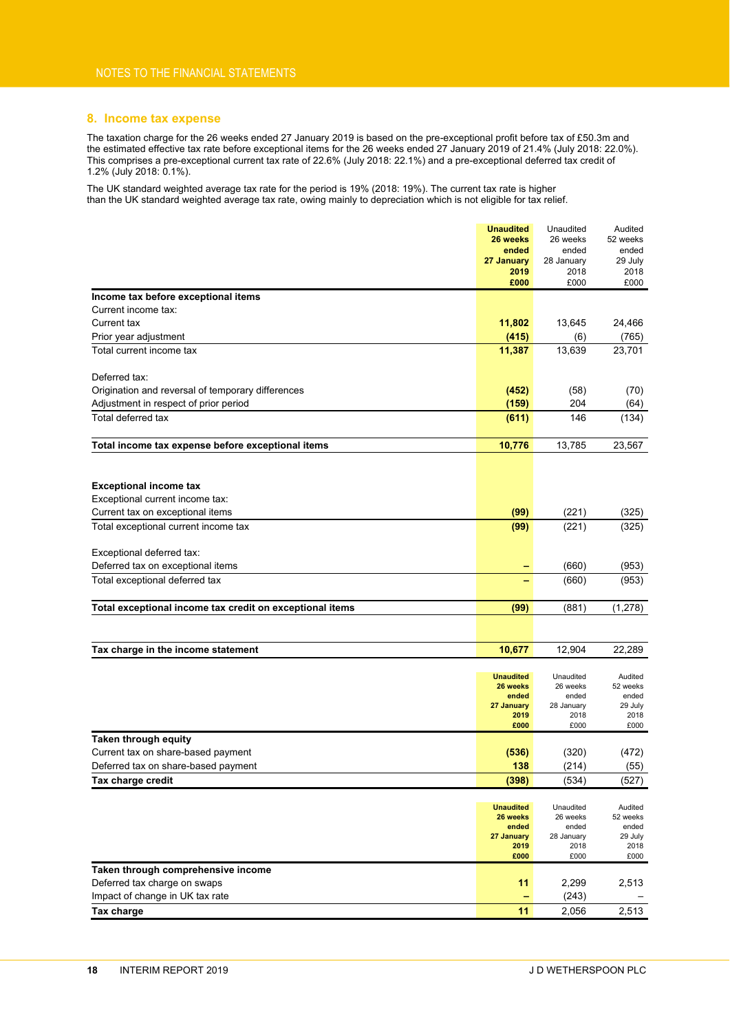## 8. Income tax expense

The taxation charge for the 26 weeks ended 27 January 2019 is based on the pre-exceptional profit before tax of £50.3m and the estimated effective tax rate before exceptional items for the 26 weeks ended 27 January 2019 of 21.4% (July 2018: 22.0%). This comprises a pre-exceptional current tax rate of 22.6% (July 2018: 22.1%) and a pre-exceptional deferred tax credit of 1.2% (July 2018: 0.1%).

The UK standard weighted average tax rate for the period is 19% (2018: 19%). The current tax rate is higher than the UK standard weighted average tax rate, owing mainly to depreciation which is not eligible for tax relief.

| | **Unaudited 26 weeks ended 27 January 2019 £000** | Unaudited 26 weeks ended 28 January 2018 £000 | Audited 52 weeks ended 29 July 2018 £000 |
|---|---|---|---|
| **Income tax before exceptional items** | | | |
| Current income tax: | | | |
| Current tax | **11,802** | 13,645 | 24,466 |
| Prior year adjustment | **(415)** | (6) | (765) |
| Total current income tax | **11,387** | 13,639 | 23,701 |
| | | | |
| Deferred tax: | | | |
| Origination and reversal of temporary differences | **(452)** | (58) | (70) |
| Adjustment in respect of prior period | **(159)** | 204 | (64) |
| Total deferred tax | **(611)** | 146 | (134) |
| | | | |
| **Total income tax expense before exceptional items** | **10,776** | 13,785 | 23,567 |
| | | | |
| **Exceptional income tax** | | | |
| Exceptional current income tax: | | | |
| Current tax on exceptional items | **(99)** | (221) | (325) |
| Total exceptional current income tax | **(99)** | (221) | (325) |
| | | | |
| Exceptional deferred tax: | | | |
| Deferred tax on exceptional items | **–** | (660) | (953) |
| Total exceptional deferred tax | **–** | (660) | (953) |
| | | | |
| **Total exceptional income tax credit on exceptional items** | **(99)** | (881) | (1,278) |
| | | | |
| **Tax charge in the income statement** | **10,677** | 12,904 | 22,289 |

| | **Unaudited 26 weeks ended 27 January 2019 £000** | Unaudited 26 weeks ended 28 January 2018 £000 | Audited 52 weeks ended 29 July 2018 £000 |
|---|---|---|---|
| **Taken through equity** | | | |
| Current tax on share-based payment | **(536)** | (320) | (472) |
| Deferred tax on share-based payment | **138** | (214) | (55) |
| **Tax charge credit** | **(398)** | (534) | (527) |

| | **Unaudited 26 weeks ended 27 January 2019 £000** | Unaudited 26 weeks ended 28 January 2018 £000 | Audited 52 weeks ended 29 July 2018 £000 |
|---|---|---|---|
| **Taken through comprehensive income** | | | |
| Deferred tax charge on swaps | **11** | 2,299 | 2,513 |
| Impact of change in UK tax rate | **–** | (243) | – |
| **Tax charge** | **11** | 2,056 | 2,513 |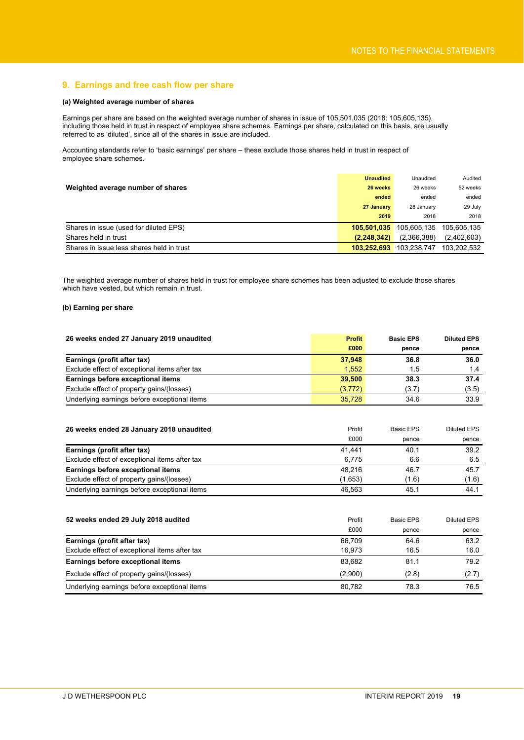## 9. Earnings and free cash flow per share

#### (a) Weighted average number of shares

Earnings per share are based on the weighted average number of shares in issue of 105,501,035 (2018: 105,605,135), including those held in trust in respect of employee share schemes. Earnings per share, calculated on this basis, are usually referred to as 'diluted', since all of the shares in issue are included.

Accounting standards refer to 'basic earnings' per share – these exclude those shares held in trust in respect of employee share schemes.

| Weighted average number of shares | **Unaudited 26 weeks ended 27 January 2019** | Unaudited 26 weeks ended 28 January 2018 | Audited 52 weeks ended 29 July 2018 |
|---|---|---|---|
| Shares in issue (used for diluted EPS) | **105,501,035** | 105,605,135 | 105,605,135 |
| Shares held in trust | **(2,248,342)** | (2,366,388) | (2,402,603) |
| Shares in issue less shares held in trust | **103,252,693** | 103,238,747 | 103,202,532 |

The weighted average number of shares held in trust for employee share schemes has been adjusted to exclude those shares which have vested, but which remain in trust.

#### (b) Earning per share

| 26 weeks ended 27 January 2019 unaudited | **Profit £000** | **Basic EPS pence** | **Diluted EPS pence** |
|---|---|---|---|
| **Earnings (profit after tax)** | **37,948** | **36.8** | **36.0** |
| Exclude effect of exceptional items after tax | 1,552 | 1.5 | 1.4 |
| **Earnings before exceptional items** | **39,500** | **38.3** | **37.4** |
| Exclude effect of property gains/(losses) | (3,772) | (3.7) | (3.5) |
| Underlying earnings before exceptional items | 35,728 | 34.6 | 33.9 |

| 26 weeks ended 28 January 2018 unaudited | Profit £000 | Basic EPS pence | Diluted EPS pence |
|---|---|---|---|
| **Earnings (profit after tax)** | 41,441 | 40.1 | 39.2 |
| Exclude effect of exceptional items after tax | 6,775 | 6.6 | 6.5 |
| **Earnings before exceptional items** | 48,216 | 46.7 | 45.7 |
| Exclude effect of property gains/(losses) | (1,653) | (1.6) | (1.6) |
| Underlying earnings before exceptional items | 46,563 | 45.1 | 44.1 |

| 52 weeks ended 29 July 2018 audited | Profit £000 | Basic EPS pence | Diluted EPS pence |
|---|---|---|---|
| **Earnings (profit after tax)** | 66,709 | 64.6 | 63.2 |
| Exclude effect of exceptional items after tax | 16,973 | 16.5 | 16.0 |
| **Earnings before exceptional items** | 83,682 | 81.1 | 79.2 |
| Exclude effect of property gains/(losses) | (2,900) | (2.8) | (2.7) |
| Underlying earnings before exceptional items | 80,782 | 78.3 | 76.5 |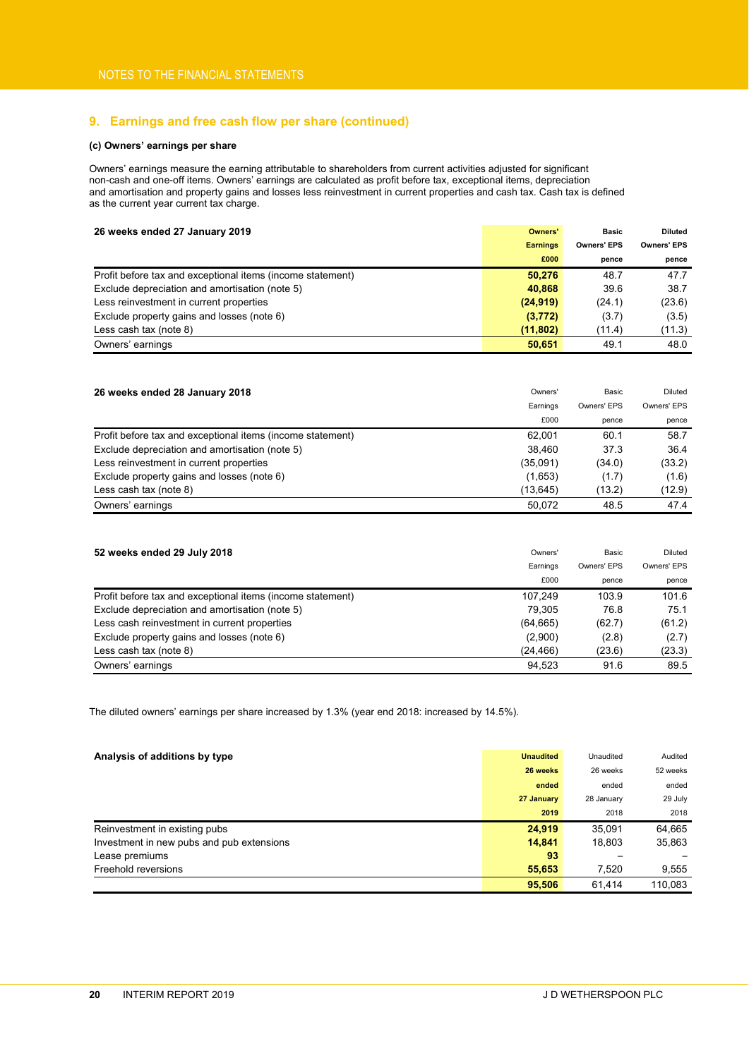## 9. Earnings and free cash flow per share (continued)

### (c) Owners' earnings per share

Owners' earnings measure the earning attributable to shareholders from current activities adjusted for significant non-cash and one-off items. Owners' earnings are calculated as profit before tax, exceptional items, depreciation and amortisation and property gains and losses less reinvestment in current properties and cash tax. Cash tax is defined as the current year current tax charge.

| 26 weeks ended 27 January 2019 | Owners' Earnings £000 | Basic Owners' EPS pence | Diluted Owners' EPS pence |
|---|---|---|---|
| Profit before tax and exceptional items (income statement) | **50,276** | 48.7 | 47.7 |
| Exclude depreciation and amortisation (note 5) | **40,868** | 39.6 | 38.7 |
| Less reinvestment in current properties | **(24,919)** | (24.1) | (23.6) |
| Exclude property gains and losses (note 6) | **(3,772)** | (3.7) | (3.5) |
| Less cash tax (note 8) | **(11,802)** | (11.4) | (11.3) |
| Owners' earnings | **50,651** | 49.1 | 48.0 |

| 26 weeks ended 28 January 2018 | Owners' Earnings £000 | Basic Owners' EPS pence | Diluted Owners' EPS pence |
|---|---|---|---|
| Profit before tax and exceptional items (income statement) | 62,001 | 60.1 | 58.7 |
| Exclude depreciation and amortisation (note 5) | 38,460 | 37.3 | 36.4 |
| Less reinvestment in current properties | (35,091) | (34.0) | (33.2) |
| Exclude property gains and losses (note 6) | (1,653) | (1.7) | (1.6) |
| Less cash tax (note 8) | (13,645) | (13.2) | (12.9) |
| Owners' earnings | 50,072 | 48.5 | 47.4 |

| 52 weeks ended 29 July 2018 | Owners' Earnings £000 | Basic Owners' EPS pence | Diluted Owners' EPS pence |
|---|---|---|---|
| Profit before tax and exceptional items (income statement) | 107,249 | 103.9 | 101.6 |
| Exclude depreciation and amortisation (note 5) | 79,305 | 76.8 | 75.1 |
| Less cash reinvestment in current properties | (64,665) | (62.7) | (61.2) |
| Exclude property gains and losses (note 6) | (2,900) | (2.8) | (2.7) |
| Less cash tax (note 8) | (24,466) | (23.6) | (23.3) |
| Owners' earnings | 94,523 | 91.6 | 89.5 |

The diluted owners' earnings per share increased by 1.3% (year end 2018: increased by 14.5%).

| Analysis of additions by type | Unaudited 26 weeks ended 27 January 2019 | Unaudited 26 weeks ended 28 January 2018 | Audited 52 weeks ended 29 July 2018 |
|---|---|---|---|
| Reinvestment in existing pubs | **24,919** | 35,091 | 64,665 |
| Investment in new pubs and pub extensions | **14,841** | 18,803 | 35,863 |
| Lease premiums | **93** | – | – |
| Freehold reversions | **55,653** | 7,520 | 9,555 |
| | **95,506** | 61,414 | 110,083 |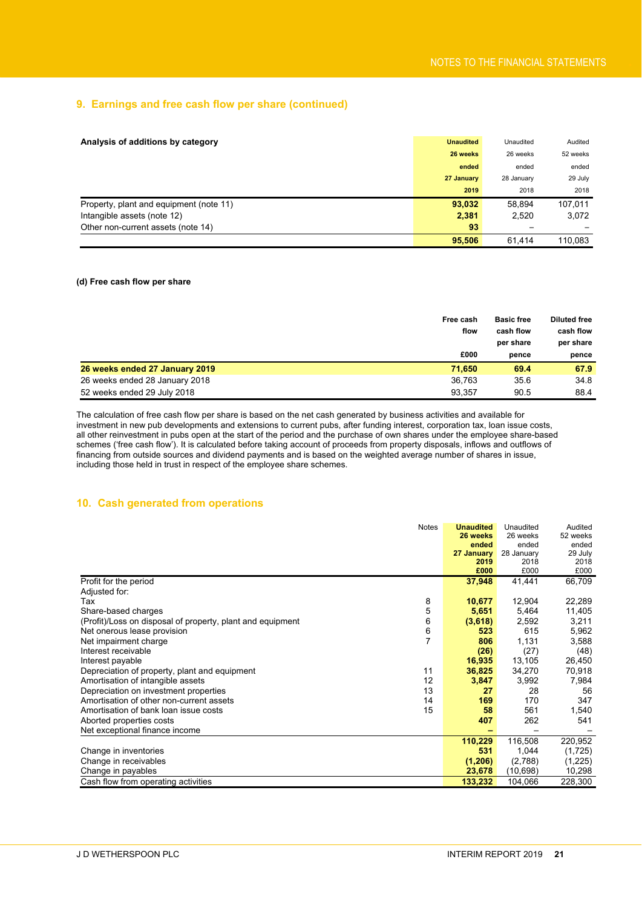## 9. Earnings and free cash flow per share (continued)

| Analysis of additions by category | Unaudited 26 weeks ended 27 January 2019 | Unaudited 26 weeks ended 28 January 2018 | Audited 52 weeks ended 29 July 2018 |
|---|---|---|---|
| Property, plant and equipment (note 11) | **93,032** | 58,894 | 107,011 |
| Intangible assets (note 12) | **2,381** | 2,520 | 3,072 |
| Other non-current assets (note 14) | **93** | – | – |
| | **95,506** | 61,414 | 110,083 |

#### (d) Free cash flow per share

| | Free cash flow £000 | Basic free cash flow per share pence | Diluted free cash flow per share pence |
|---|---|---|---|
| **26 weeks ended 27 January 2019** | **71,650** | **69.4** | **67.9** |
| 26 weeks ended 28 January 2018 | 36,763 | 35.6 | 34.8 |
| 52 weeks ended 29 July 2018 | 93,357 | 90.5 | 88.4 |

The calculation of free cash flow per share is based on the net cash generated by business activities and available for investment in new pub developments and extensions to current pubs, after funding interest, corporation tax, loan issue costs, all other reinvestment in pubs open at the start of the period and the purchase of own shares under the employee share-based schemes ('free cash flow'). It is calculated before taking account of proceeds from property disposals, inflows and outflows of financing from outside sources and dividend payments and is based on the weighted average number of shares in issue, including those held in trust in respect of the employee share schemes.

## 10. Cash generated from operations

| | Notes | Unaudited 26 weeks ended 27 January 2019 £000 | Unaudited 26 weeks ended 28 January 2018 £000 | Audited 52 weeks ended 29 July 2018 £000 |
|---|---|---|---|---|
| Profit for the period | | **37,948** | 41,441 | 66,709 |
| Adjusted for: | | | | |
| Tax | 8 | **10,677** | 12,904 | 22,289 |
| Share-based charges | 5 | **5,651** | 5,464 | 11,405 |
| (Profit)/Loss on disposal of property, plant and equipment | 6 | **(3,618)** | 2,592 | 3,211 |
| Net onerous lease provision | 6 | **523** | 615 | 5,962 |
| Net impairment charge | 7 | **806** | 1,131 | 3,588 |
| Interest receivable | | **(26)** | (27) | (48) |
| Interest payable | | **16,935** | 13,105 | 26,450 |
| Depreciation of property, plant and equipment | 11 | **36,825** | 34,270 | 70,918 |
| Amortisation of intangible assets | 12 | **3,847** | 3,992 | 7,984 |
| Depreciation on investment properties | 13 | **27** | 28 | 56 |
| Amortisation of other non-current assets | 14 | **169** | 170 | 347 |
| Amortisation of bank loan issue costs | 15 | **58** | 561 | 1,540 |
| Aborted properties costs | | **407** | 262 | 541 |
| Net exceptional finance income | | **–** | – | – |
| | | **110,229** | 116,508 | 220,952 |
| Change in inventories | | **531** | 1,044 | (1,725) |
| Change in receivables | | **(1,206)** | (2,788) | (1,225) |
| Change in payables | | **23,678** | (10,698) | 10,298 |
| Cash flow from operating activities | | **133,232** | 104,066 | 228,300 |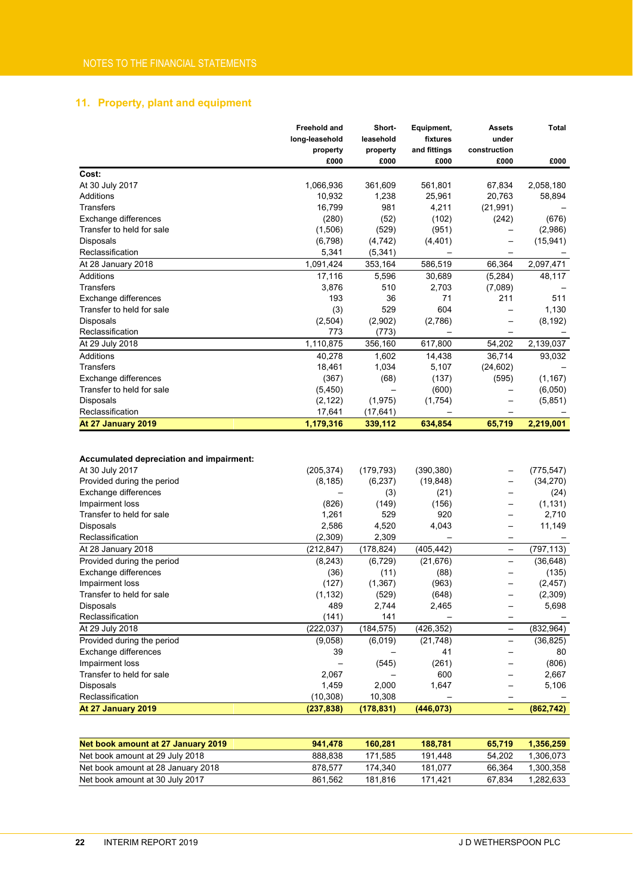## 11. Property, plant and equipment

| | Freehold and long-leasehold property £000 | Short-leasehold property £000 | Equipment, fixtures and fittings £000 | Assets under construction £000 | Total £000 |
|---|---|---|---|---|---|
| **Cost:** | | | | | |
| At 30 July 2017 | 1,066,936 | 361,609 | 561,801 | 67,834 | 2,058,180 |
| Additions | 10,932 | 1,238 | 25,961 | 20,763 | 58,894 |
| Transfers | 16,799 | 981 | 4,211 | (21,991) | – |
| Exchange differences | (280) | (52) | (102) | (242) | (676) |
| Transfer to held for sale | (1,506) | (529) | (951) | – | (2,986) |
| Disposals | (6,798) | (4,742) | (4,401) | – | (15,941) |
| Reclassification | 5,341 | (5,341) | – | – | – |
| At 28 January 2018 | 1,091,424 | 353,164 | 586,519 | 66,364 | 2,097,471 |
| Additions | 17,116 | 5,596 | 30,689 | (5,284) | 48,117 |
| Transfers | 3,876 | 510 | 2,703 | (7,089) | – |
| Exchange differences | 193 | 36 | 71 | 211 | 511 |
| Transfer to held for sale | (3) | 529 | 604 | – | 1,130 |
| Disposals | (2,504) | (2,902) | (2,786) | – | (8,192) |
| Reclassification | 773 | (773) | – | – | – |
| At 29 July 2018 | 1,110,875 | 356,160 | 617,800 | 54,202 | 2,139,037 |
| Additions | 40,278 | 1,602 | 14,438 | 36,714 | 93,032 |
| Transfers | 18,461 | 1,034 | 5,107 | (24,602) | – |
| Exchange differences | (367) | (68) | (137) | (595) | (1,167) |
| Transfer to held for sale | (5,450) | – | (600) | – | (6,050) |
| Disposals | (2,122) | (1,975) | (1,754) | – | (5,851) |
| Reclassification | 17,641 | (17,641) | – | – | – |
| **At 27 January 2019** | **1,179,316** | **339,112** | **634,854** | **65,719** | **2,219,001** |
| | | | | | |
| **Accumulated depreciation and impairment:** | | | | | |
| At 30 July 2017 | (205,374) | (179,793) | (390,380) | – | (775,547) |
| Provided during the period | (8,185) | (6,237) | (19,848) | – | (34,270) |
| Exchange differences | – | (3) | (21) | – | (24) |
| Impairment loss | (826) | (149) | (156) | – | (1,131) |
| Transfer to held for sale | 1,261 | 529 | 920 | – | 2,710 |
| Disposals | 2,586 | 4,520 | 4,043 | – | 11,149 |
| Reclassification | (2,309) | 2,309 | – | – | – |
| At 28 January 2018 | (212,847) | (178,824) | (405,442) | – | (797,113) |
| Provided during the period | (8,243) | (6,729) | (21,676) | – | (36,648) |
| Exchange differences | (36) | (11) | (88) | – | (135) |
| Impairment loss | (127) | (1,367) | (963) | – | (2,457) |
| Transfer to held for sale | (1,132) | (529) | (648) | – | (2,309) |
| Disposals | 489 | 2,744 | 2,465 | – | 5,698 |
| Reclassification | (141) | 141 | – | – | – |
| At 29 July 2018 | (222,037) | (184,575) | (426,352) | – | (832,964) |
| Provided during the period | (9,058) | (6,019) | (21,748) | – | (36,825) |
| Exchange differences | 39 | – | 41 | – | 80 |
| Impairment loss | – | (545) | (261) | – | (806) |
| Transfer to held for sale | 2,067 | – | 600 | – | 2,667 |
| Disposals | 1,459 | 2,000 | 1,647 | – | 5,106 |
| Reclassification | (10,308) | 10,308 | – | – | – |
| **At 27 January 2019** | **(237,838)** | **(178,831)** | **(446,073)** | **–** | **(862,742)** |
| | | | | | |
| **Net book amount at 27 January 2019** | **941,478** | **160,281** | **188,781** | **65,719** | **1,356,259** |
| Net book amount at 29 July 2018 | 888,838 | 171,585 | 191,448 | 54,202 | 1,306,073 |
| Net book amount at 28 January 2018 | 878,577 | 174,340 | 181,077 | 66,364 | 1,300,358 |
| Net book amount at 30 July 2017 | 861,562 | 181,816 | 171,421 | 67,834 | 1,282,633 |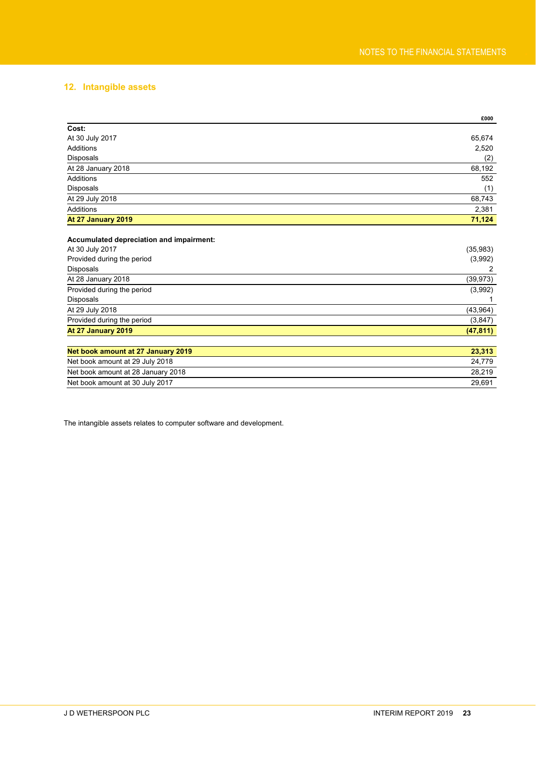## 12. Intangible assets

| | £000 |
|---|---|
| **Cost:** | |
| At 30 July 2017 | 65,674 |
| Additions | 2,520 |
| Disposals | (2) |
| At 28 January 2018 | 68,192 |
| Additions | 552 |
| Disposals | (1) |
| At 29 July 2018 | 68,743 |
| Additions | 2,381 |
| **At 27 January 2019** | **71,124** |
| | |
| **Accumulated depreciation and impairment:** | |
| At 30 July 2017 | (35,983) |
| Provided during the period | (3,992) |
| Disposals | 2 |
| At 28 January 2018 | (39,973) |
| Provided during the period | (3,992) |
| Disposals | 1 |
| At 29 July 2018 | (43,964) |
| Provided during the period | (3,847) |
| **At 27 January 2019** | **(47,811)** |
| | |
| **Net book amount at 27 January 2019** | **23,313** |
| Net book amount at 29 July 2018 | 24,779 |
| Net book amount at 28 January 2018 | 28,219 |
| Net book amount at 30 July 2017 | 29,691 |

The intangible assets relates to computer software and development.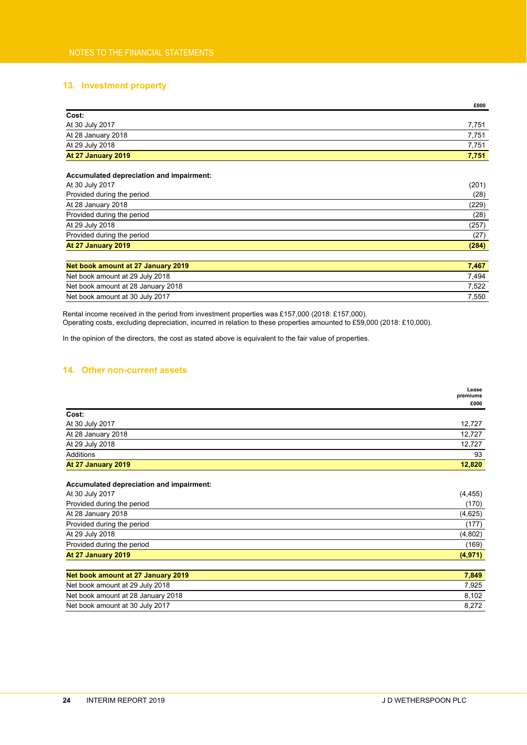## 13. Investment property

| | £000 |
|---|---|
| **Cost:** | |
| At 30 July 2017 | 7,751 |
| At 28 January 2018 | 7,751 |
| At 29 July 2018 | 7,751 |
| **At 27 January 2019** | **7,751** |
| | |
| **Accumulated depreciation and impairment:** | |
| At 30 July 2017 | (201) |
| Provided during the period | (28) |
| At 28 January 2018 | (229) |
| Provided during the period | (28) |
| At 29 July 2018 | (257) |
| Provided during the period | (27) |
| **At 27 January 2019** | **(284)** |
| | |
| **Net book amount at 27 January 2019** | **7,467** |
| Net book amount at 29 July 2018 | 7,494 |
| Net book amount at 28 January 2018 | 7,522 |
| Net book amount at 30 July 2017 | 7,550 |

Rental income received in the period from investment properties was £157,000 (2018: £157,000).
Operating costs, excluding depreciation, incurred in relation to these properties amounted to £59,000 (2018: £10,000).

In the opinion of the directors, the cost as stated above is equivalent to the fair value of properties.

## 14. Other non-current assets

| | Lease premiums £000 |
|---|---|
| **Cost:** | |
| At 30 July 2017 | 12,727 |
| At 28 January 2018 | 12,727 |
| At 29 July 2018 | 12,727 |
| Additions | 93 |
| **At 27 January 2019** | **12,820** |
| | |
| **Accumulated depreciation and impairment:** | |
| At 30 July 2017 | (4,455) |
| Provided during the period | (170) |
| At 28 January 2018 | (4,625) |
| Provided during the period | (177) |
| At 29 July 2018 | (4,802) |
| Provided during the period | (169) |
| **At 27 January 2019** | **(4,971)** |
| | |
| **Net book amount at 27 January 2019** | **7,849** |
| Net book amount at 29 July 2018 | 7,925 |
| Net book amount at 28 January 2018 | 8,102 |
| Net book amount at 30 July 2017 | 8,272 |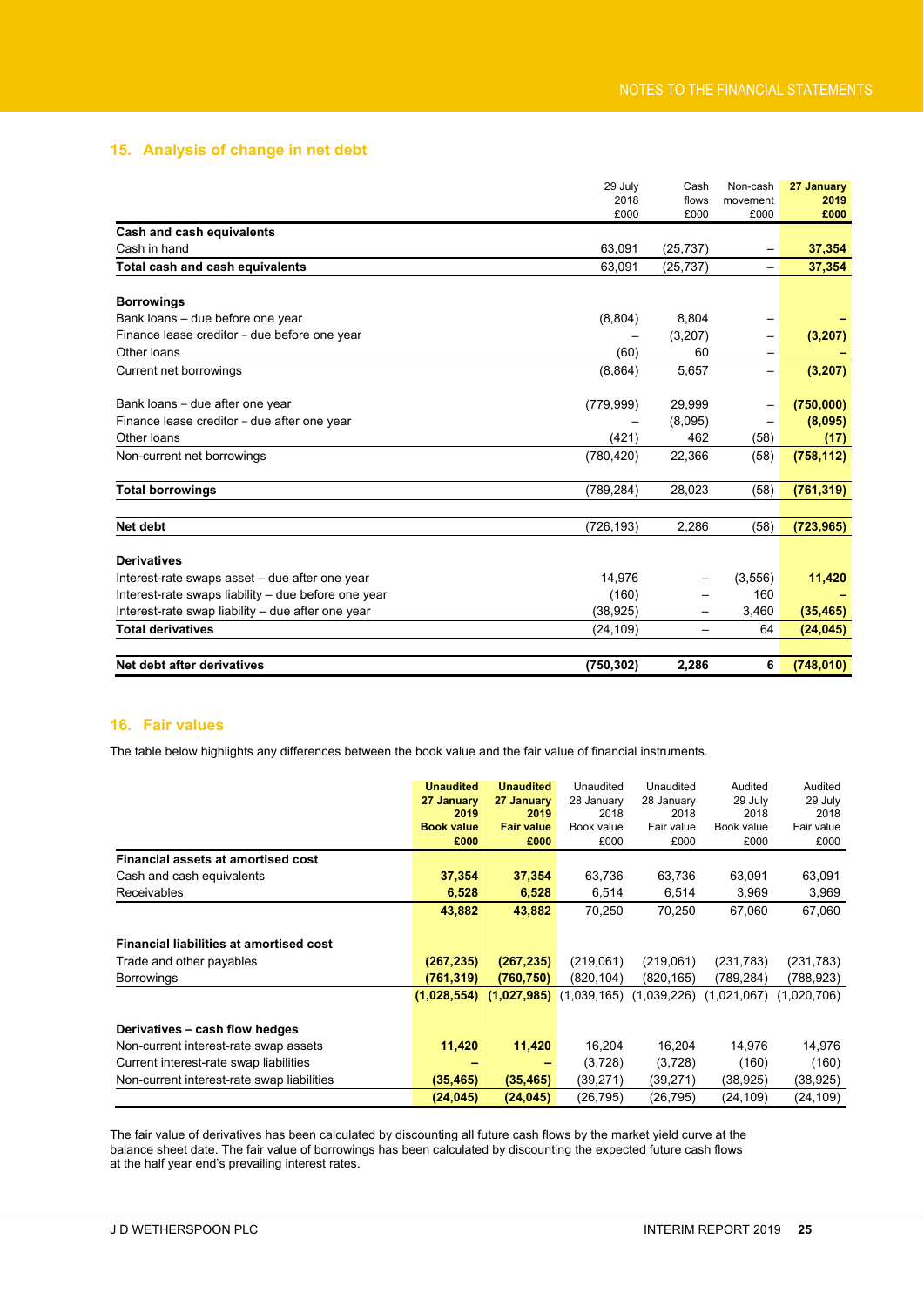## 15. Analysis of change in net debt

| | 29 July 2018 £000 | Cash flows £000 | Non-cash movement £000 | **27 January 2019 £000** |
|---|---|---|---|---|
| **Cash and cash equivalents** | | | | |
| Cash in hand | 63,091 | (25,737) | – | **37,354** |
| **Total cash and cash equivalents** | 63,091 | (25,737) | – | **37,354** |
| | | | | |
| **Borrowings** | | | | |
| Bank loans – due before one year | (8,804) | 8,804 | – | **–** |
| Finance lease creditor – due before one year | – | (3,207) | – | **(3,207)** |
| Other loans | (60) | 60 | – | **–** |
| Current net borrowings | (8,864) | 5,657 | – | **(3,207)** |
| | | | | |
| Bank loans – due after one year | (779,999) | 29,999 | – | **(750,000)** |
| Finance lease creditor – due after one year | – | (8,095) | – | **(8,095)** |
| Other loans | (421) | 462 | (58) | **(17)** |
| Non-current net borrowings | (780,420) | 22,366 | (58) | **(758,112)** |
| | | | | |
| **Total borrowings** | (789,284) | 28,023 | (58) | **(761,319)** |
| | | | | |
| **Net debt** | (726,193) | 2,286 | (58) | **(723,965)** |
| | | | | |
| **Derivatives** | | | | |
| Interest-rate swaps asset – due after one year | 14,976 | – | (3,556) | **11,420** |
| Interest-rate swaps liability – due before one year | (160) | – | 160 | **–** |
| Interest-rate swap liability – due after one year | (38,925) | – | 3,460 | **(35,465)** |
| **Total derivatives** | (24,109) | – | 64 | **(24,045)** |
| | | | | |
| **Net debt after derivatives** | **(750,302)** | **2,286** | **6** | **(748,010)** |

## 16. Fair values

The table below highlights any differences between the book value and the fair value of financial instruments.

| | **Unaudited 27 January 2019 Book value £000** | **Unaudited 27 January 2019 Fair value £000** | Unaudited 28 January 2018 Book value £000 | Unaudited 28 January 2018 Fair value £000 | Audited 29 July 2018 Book value £000 | Audited 29 July 2018 Fair value £000 |
|---|---|---|---|---|---|---|
| **Financial assets at amortised cost** | | | | | | |
| Cash and cash equivalents | **37,354** | **37,354** | 63,736 | 63,736 | 63,091 | 63,091 |
| Receivables | **6,528** | **6,528** | 6,514 | 6,514 | 3,969 | 3,969 |
| | **43,882** | **43,882** | 70,250 | 70,250 | 67,060 | 67,060 |
| | | | | | | |
| **Financial liabilities at amortised cost** | | | | | | |
| Trade and other payables | **(267,235)** | **(267,235)** | (219,061) | (219,061) | (231,783) | (231,783) |
| Borrowings | **(761,319)** | **(760,750)** | (820,104) | (820,165) | (789,284) | (788,923) |
| | **(1,028,554)** | **(1,027,985)** | (1,039,165) | (1,039,226) | (1,021,067) | (1,020,706) |
| | | | | | | |
| **Derivatives – cash flow hedges** | | | | | | |
| Non-current interest-rate swap assets | **11,420** | **11,420** | 16,204 | 16,204 | 14,976 | 14,976 |
| Current interest-rate swap liabilities | **–** | **–** | (3,728) | (3,728) | (160) | (160) |
| Non-current interest-rate swap liabilities | **(35,465)** | **(35,465)** | (39,271) | (39,271) | (38,925) | (38,925) |
| | **(24,045)** | **(24,045)** | (26,795) | (26,795) | (24,109) | (24,109) |

The fair value of derivatives has been calculated by discounting all future cash flows by the market yield curve at the balance sheet date. The fair value of borrowings has been calculated by discounting the expected future cash flows at the half year end's prevailing interest rates.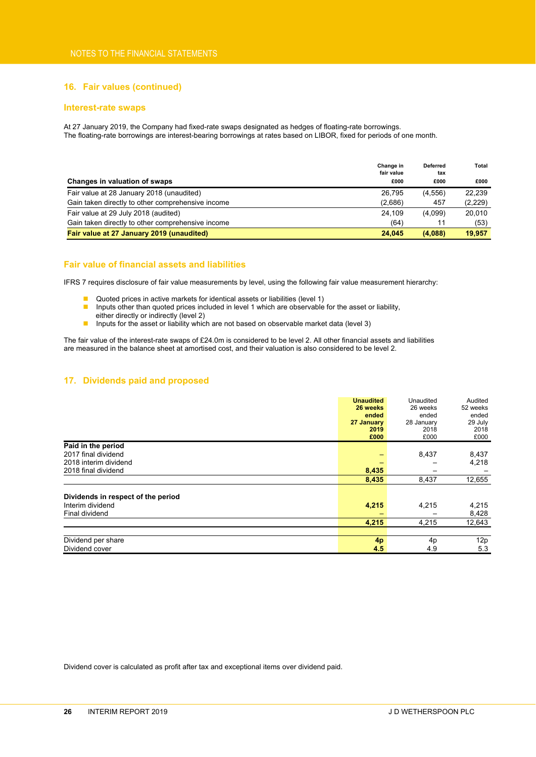## 16. Fair values (continued)

### Interest-rate swaps

At 27 January 2019, the Company had fixed-rate swaps designated as hedges of floating-rate borrowings.
The floating-rate borrowings are interest-bearing borrowings at rates based on LIBOR, fixed for periods of one month.

| Changes in valuation of swaps | Change in fair value £000 | Deferred tax £000 | Total £000 |
|---|---|---|---|
| Fair value at 28 January 2018 (unaudited) | 26,795 | (4,556) | 22,239 |
| Gain taken directly to other comprehensive income | (2,686) | 457 | (2,229) |
| Fair value at 29 July 2018 (audited) | 24,109 | (4,099) | 20,010 |
| Gain taken directly to other comprehensive income | (64) | 11 | (53) |
| **Fair value at 27 January 2019 (unaudited)** | **24,045** | **(4,088)** | **19,957** |

### Fair value of financial assets and liabilities

IFRS 7 requires disclosure of fair value measurements by level, using the following fair value measurement hierarchy:

- Quoted prices in active markets for identical assets or liabilities (level 1)
- Inputs other than quoted prices included in level 1 which are observable for the asset or liability, either directly or indirectly (level 2)
- Inputs for the asset or liability which are not based on observable market data (level 3)

The fair value of the interest-rate swaps of £24.0m is considered to be level 2. All other financial assets and liabilities are measured in the balance sheet at amortised cost, and their valuation is also considered to be level 2.

## 17. Dividends paid and proposed

| | **Unaudited 26 weeks ended 27 January 2019 £000** | Unaudited 26 weeks ended 28 January 2018 £000 | Audited 52 weeks ended 29 July 2018 £000 |
|---|---|---|---|
| **Paid in the period** | | | |
| 2017 final dividend | – | 8,437 | 8,437 |
| 2018 interim dividend | – | – | 4,218 |
| 2018 final dividend | **8,435** | – | – |
| | **8,435** | 8,437 | 12,655 |
| **Dividends in respect of the period** | | | |
| Interim dividend | **4,215** | 4,215 | 4,215 |
| Final dividend | – | – | 8,428 |
| | **4,215** | 4,215 | 12,643 |
| Dividend per share | **4p** | 4p | 12p |
| Dividend cover | **4.5** | 4.9 | 5.3 |

Dividend cover is calculated as profit after tax and exceptional items over dividend paid.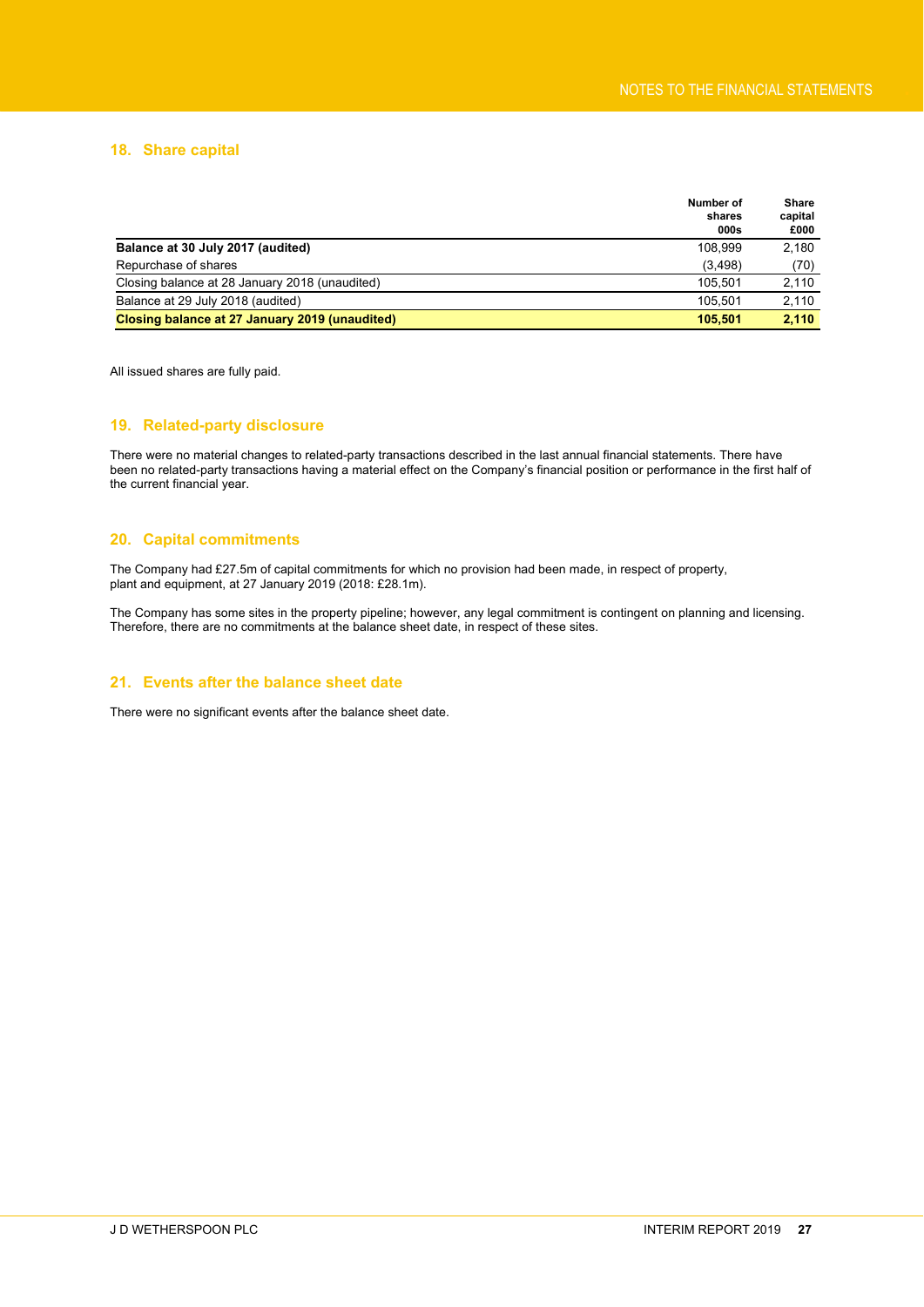## 18. Share capital

| | Number of shares 000s | Share capital £000 |
|---|---|---|
| **Balance at 30 July 2017 (audited)** | 108,999 | 2,180 |
| Repurchase of shares | (3,498) | (70) |
| Closing balance at 28 January 2018 (unaudited) | 105,501 | 2,110 |
| Balance at 29 July 2018 (audited) | 105,501 | 2,110 |
| **Closing balance at 27 January 2019 (unaudited)** | **105,501** | **2,110** |

All issued shares are fully paid.

## 19. Related-party disclosure

There were no material changes to related-party transactions described in the last annual financial statements. There have been no related-party transactions having a material effect on the Company's financial position or performance in the first half of the current financial year.

## 20. Capital commitments

The Company had £27.5m of capital commitments for which no provision had been made, in respect of property, plant and equipment, at 27 January 2019 (2018: £28.1m).

The Company has some sites in the property pipeline; however, any legal commitment is contingent on planning and licensing. Therefore, there are no commitments at the balance sheet date, in respect of these sites.

## 21. Events after the balance sheet date

There were no significant events after the balance sheet date.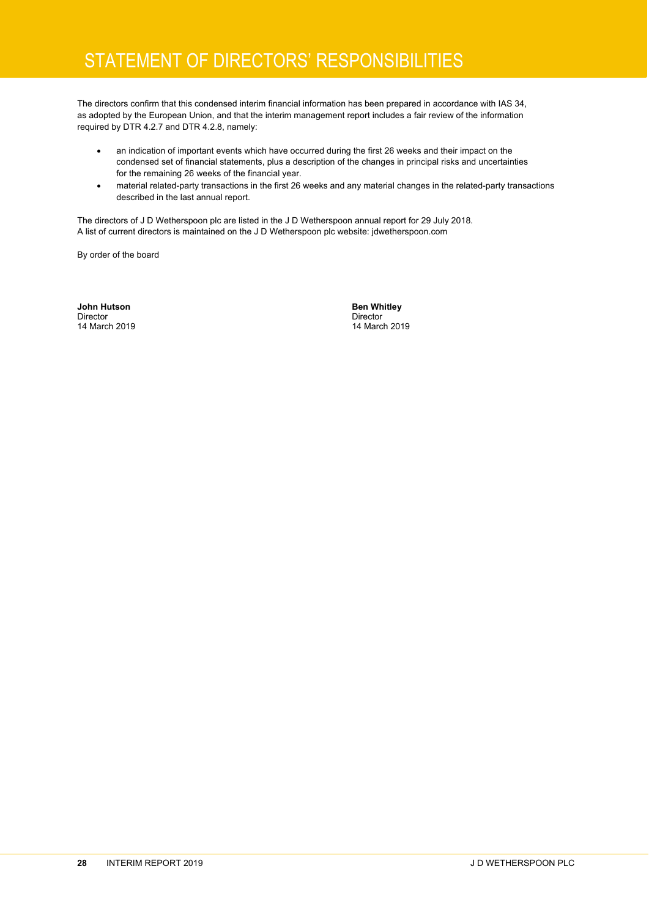# STATEMENT OF DIRECTORS' RESPONSIBILITIES

The directors confirm that this condensed interim financial information has been prepared in accordance with IAS 34, as adopted by the European Union, and that the interim management report includes a fair review of the information required by DTR 4.2.7 and DTR 4.2.8, namely:

- an indication of important events which have occurred during the first 26 weeks and their impact on the condensed set of financial statements, plus a description of the changes in principal risks and uncertainties for the remaining 26 weeks of the financial year.
- material related-party transactions in the first 26 weeks and any material changes in the related-party transactions described in the last annual report.

The directors of J D Wetherspoon plc are listed in the J D Wetherspoon annual report for 29 July 2018.
A list of current directors is maintained on the J D Wetherspoon plc website: jdwetherspoon.com

By order of the board

**John Hutson**
Director
14 March 2019

**Ben Whitley**
Director
14 March 2019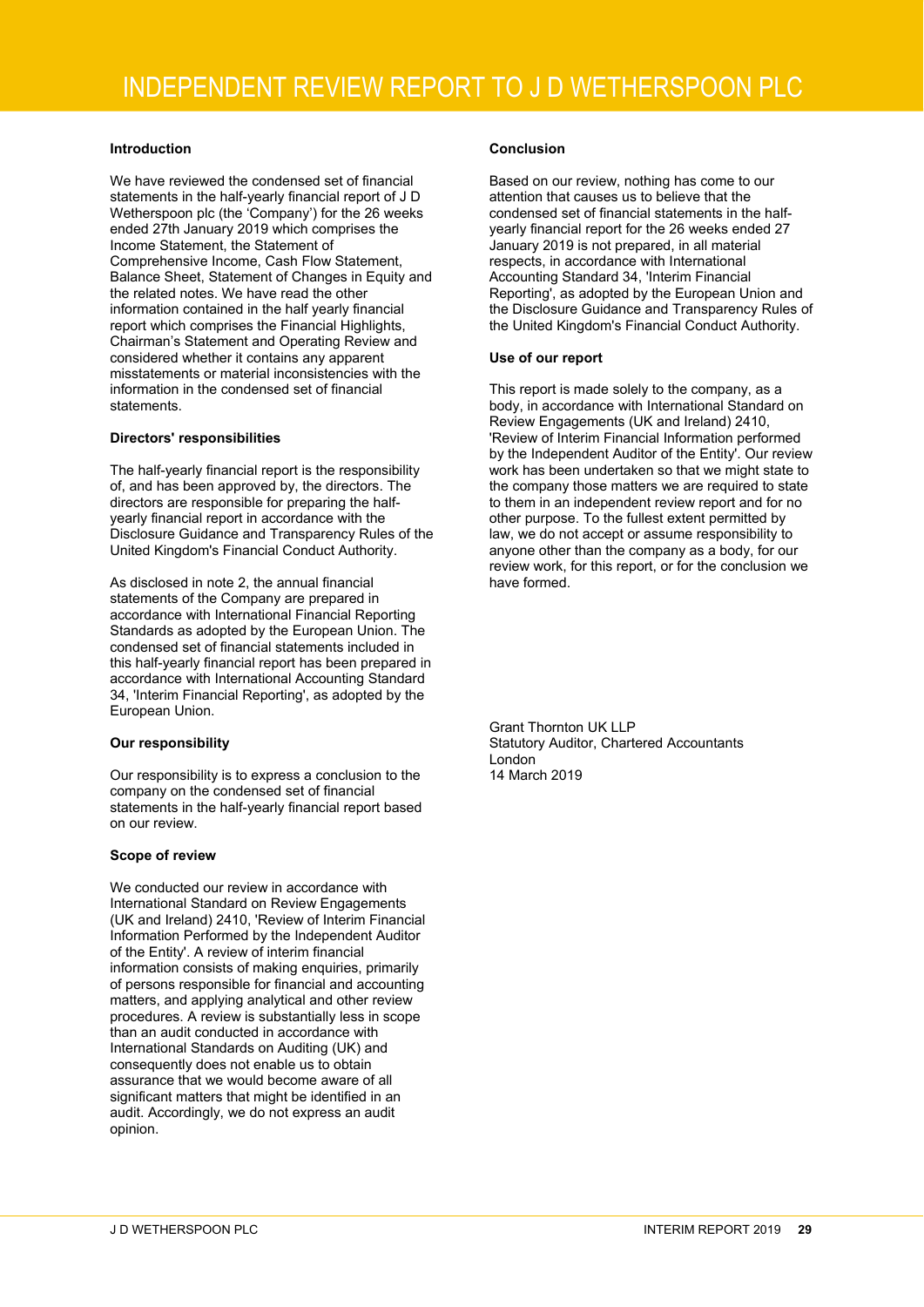# INDEPENDENT REVIEW REPORT TO J D WETHERSPOON PLC

**Introduction**

We have reviewed the condensed set of financial statements in the half-yearly financial report of J D Wetherspoon plc (the 'Company') for the 26 weeks ended 27th January 2019 which comprises the Income Statement, the Statement of Comprehensive Income, Cash Flow Statement, Balance Sheet, Statement of Changes in Equity and the related notes. We have read the other information contained in the half yearly financial report which comprises the Financial Highlights, Chairman's Statement and Operating Review and considered whether it contains any apparent misstatements or material inconsistencies with the information in the condensed set of financial statements.

**Directors' responsibilities**

The half-yearly financial report is the responsibility of, and has been approved by, the directors. The directors are responsible for preparing the half-yearly financial report in accordance with the Disclosure Guidance and Transparency Rules of the United Kingdom's Financial Conduct Authority.

As disclosed in note 2, the annual financial statements of the Company are prepared in accordance with International Financial Reporting Standards as adopted by the European Union. The condensed set of financial statements included in this half-yearly financial report has been prepared in accordance with International Accounting Standard 34, 'Interim Financial Reporting', as adopted by the European Union.

**Our responsibility**

Our responsibility is to express a conclusion to the company on the condensed set of financial statements in the half-yearly financial report based on our review.

**Scope of review**

We conducted our review in accordance with International Standard on Review Engagements (UK and Ireland) 2410, 'Review of Interim Financial Information Performed by the Independent Auditor of the Entity'. A review of interim financial information consists of making enquiries, primarily of persons responsible for financial and accounting matters, and applying analytical and other review procedures. A review is substantially less in scope than an audit conducted in accordance with International Standards on Auditing (UK) and consequently does not enable us to obtain assurance that we would become aware of all significant matters that might be identified in an audit. Accordingly, we do not express an audit opinion.

**Conclusion**

Based on our review, nothing has come to our attention that causes us to believe that the condensed set of financial statements in the half-yearly financial report for the 26 weeks ended 27 January 2019 is not prepared, in all material respects, in accordance with International Accounting Standard 34, 'Interim Financial Reporting', as adopted by the European Union and the Disclosure Guidance and Transparency Rules of the United Kingdom's Financial Conduct Authority.

**Use of our report**

This report is made solely to the company, as a body, in accordance with International Standard on Review Engagements (UK and Ireland) 2410, 'Review of Interim Financial Information performed by the Independent Auditor of the Entity'. Our review work has been undertaken so that we might state to the company those matters we are required to state to them in an independent review report and for no other purpose. To the fullest extent permitted by law, we do not accept or assume responsibility to anyone other than the company as a body, for our review work, for this report, or for the conclusion we have formed.

Grant Thornton UK LLP
Statutory Auditor, Chartered Accountants
London
14 March 2019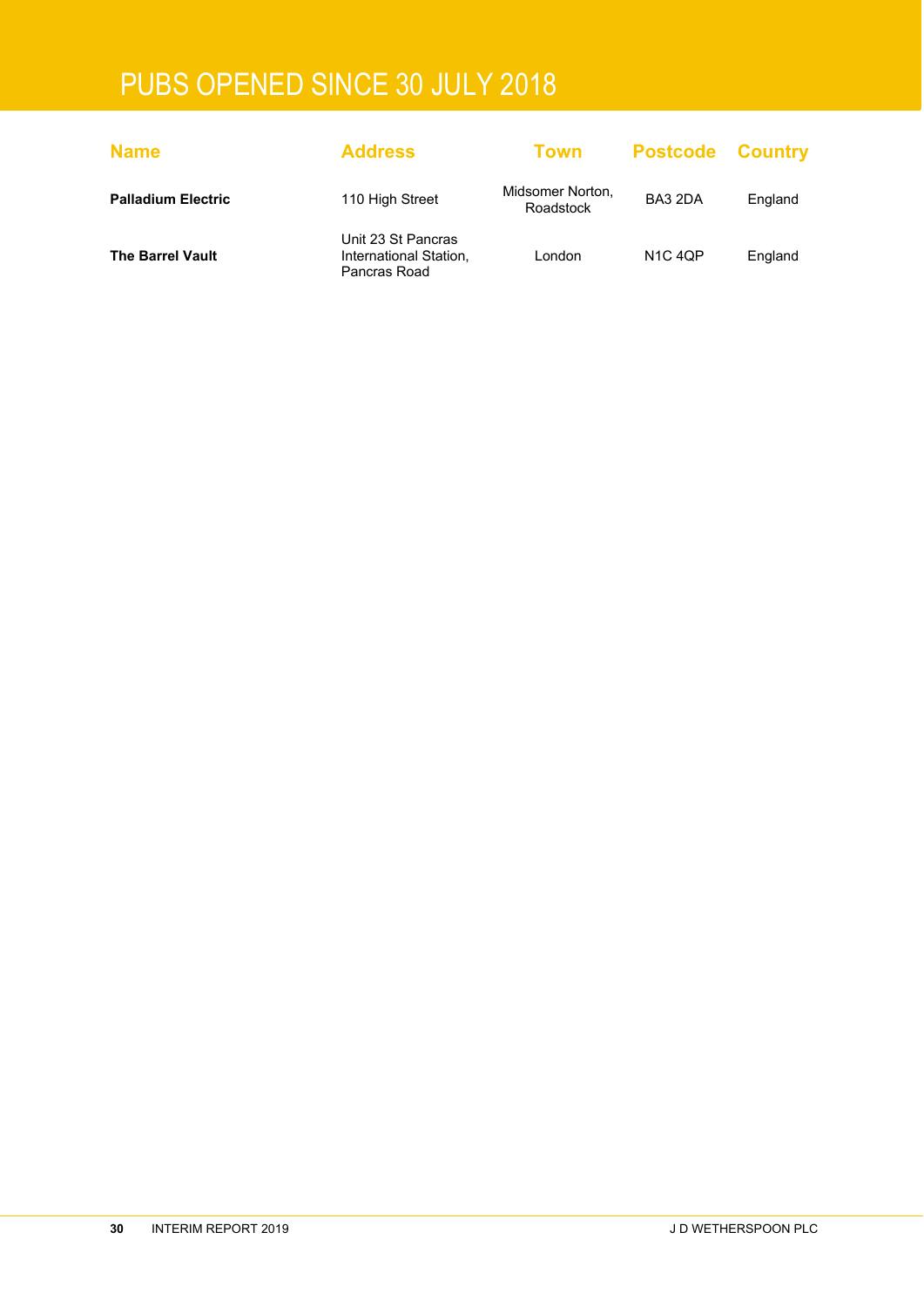# PUBS OPENED SINCE 30 JULY 2018

| Name | Address | Town | Postcode | Country |
|---|---|---|---|---|
| **Palladium Electric** | 110 High Street | Midsomer Norton, Roadstock | BA3 2DA | England |
| **The Barrel Vault** | Unit 23 St Pancras International Station, Pancras Road | London | N1C 4QP | England |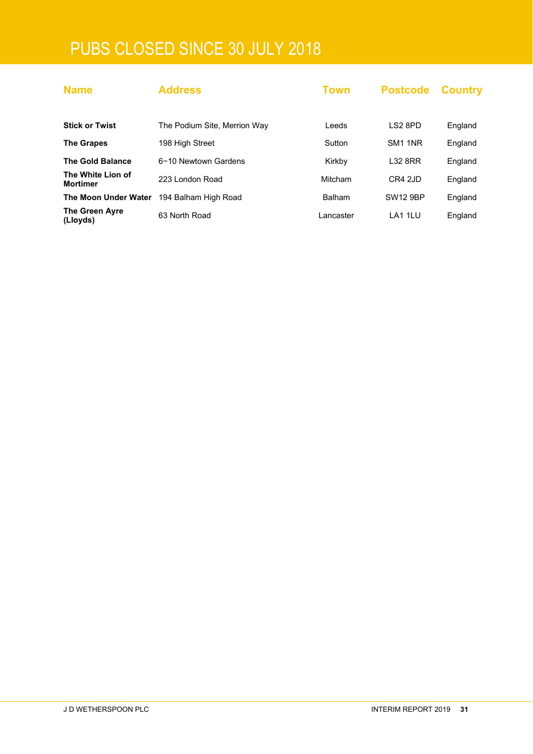# PUBS CLOSED SINCE 30 JULY 2018

| Name | Address | Town | Postcode | Country |
|---|---|---|---|---|
| **Stick or Twist** | The Podium Site, Merrion Way | Leeds | LS2 8PD | England |
| **The Grapes** | 198 High Street | Sutton | SM1 1NR | England |
| **The Gold Balance** | 6–10 Newtown Gardens | Kirkby | L32 8RR | England |
| **The White Lion of Mortimer** | 223 London Road | Mitcham | CR4 2JD | England |
| **The Moon Under Water** | 194 Balham High Road | Balham | SW12 9BP | England |
| **The Green Ayre (Lloyds)** | 63 North Road | Lancaster | LA1 1LU | England |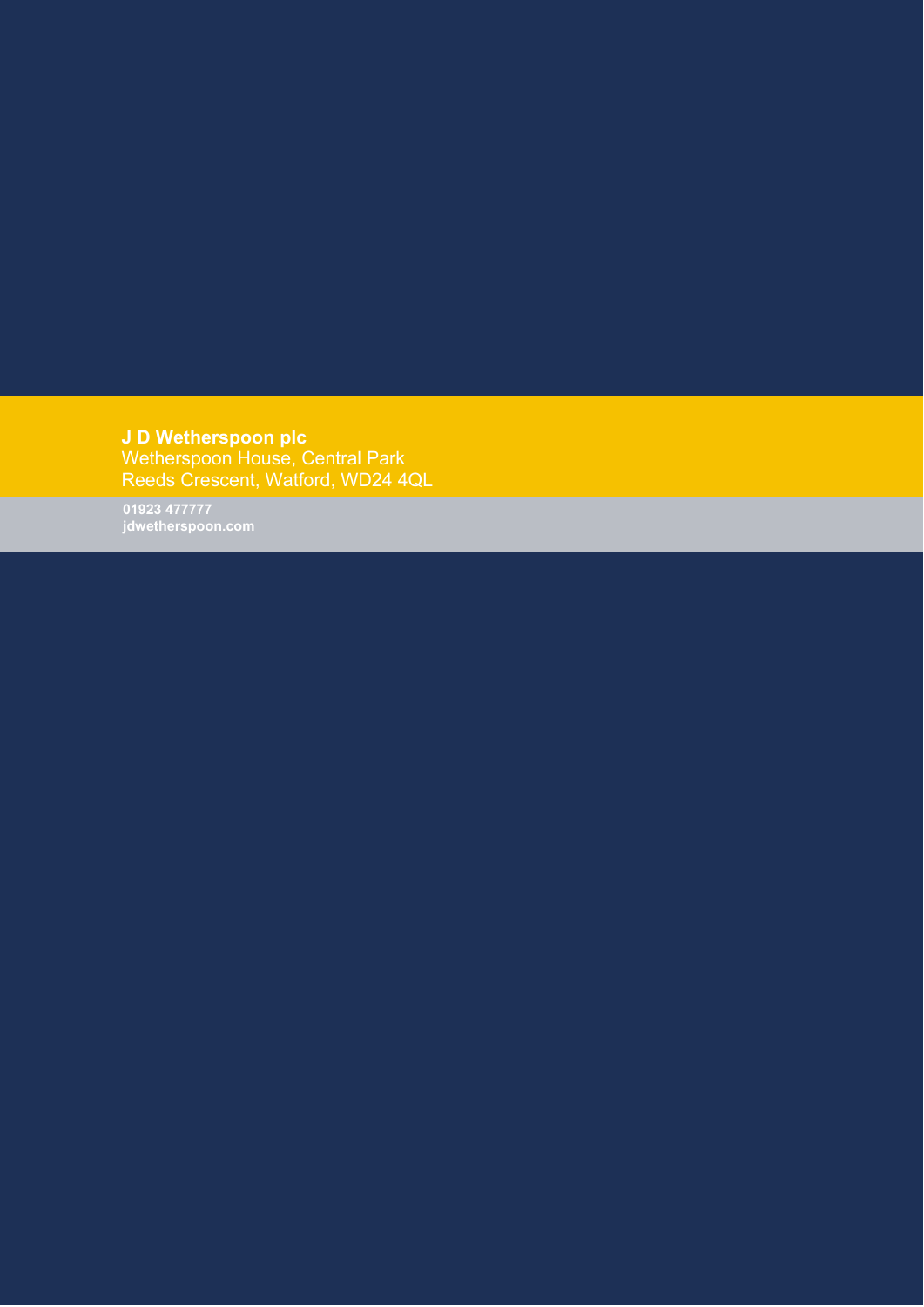**J D Wetherspoon plc**
Wetherspoon House, Central Park
Reeds Crescent, Watford, WD24 4QL

**01923 477777**
**jdwetherspoon.com**